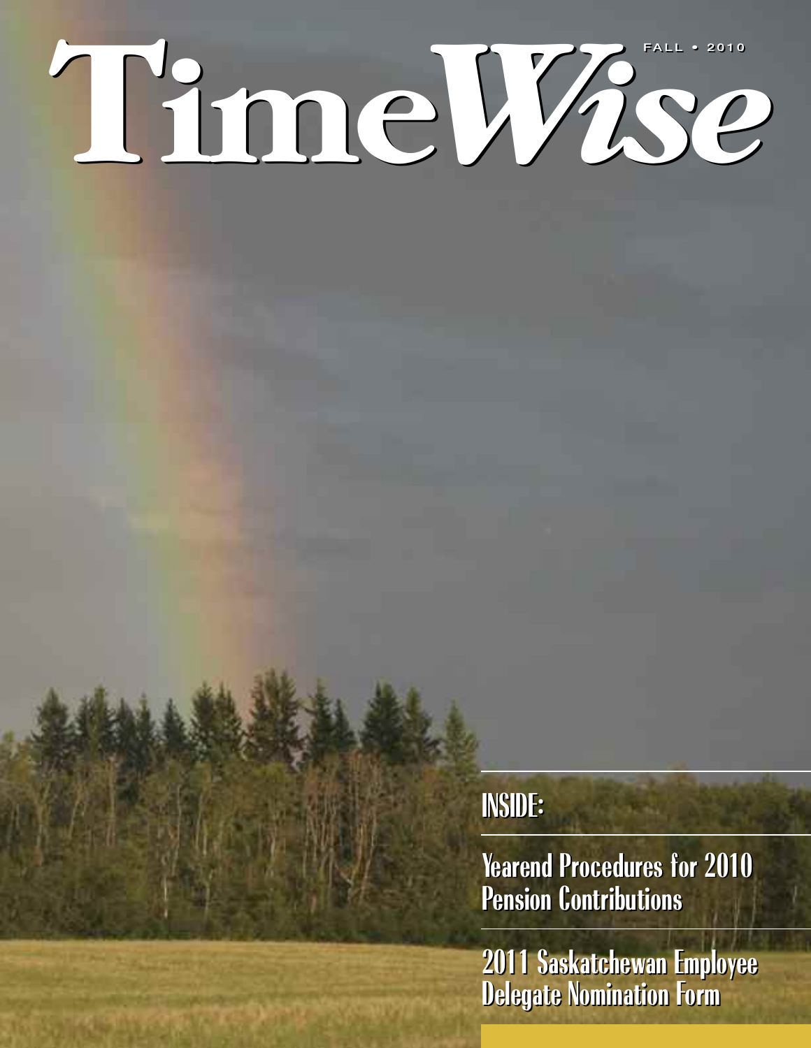# TimeWise

FALL • 2010

## INSIDE:

Yearend Procedures for 2010 Pension Contributions

2011 Saskatchewan Employee Delegate Nomination Form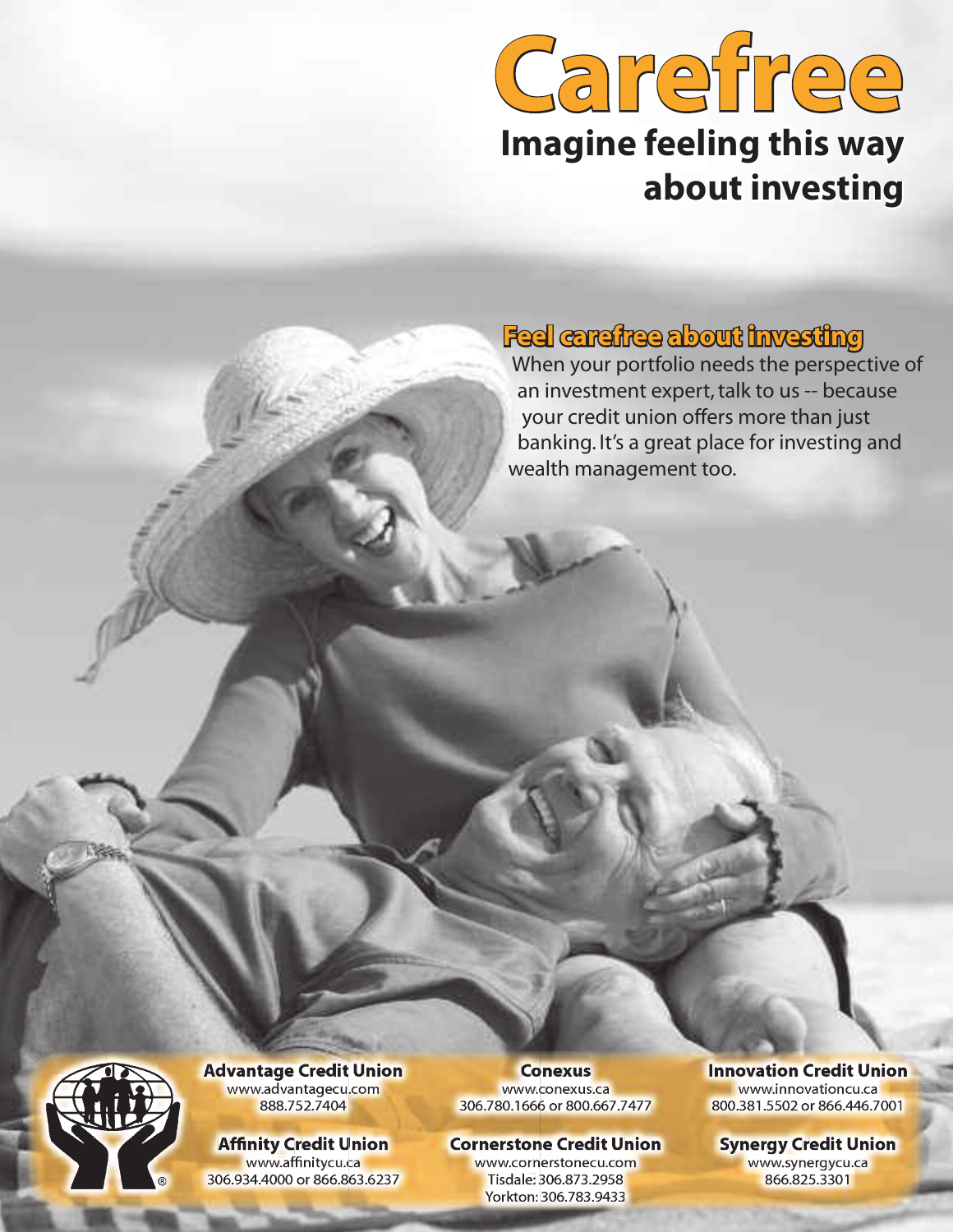# Carefree

## Imagine feeling this way about investing

### Feel carefree about investing

When your portfolio needs the perspective of an investment expert, talk to us -- because your credit union offers more than just banking. It's a great place for investing and wealth management too.

**Advantage Credit Union**
www.advantagecu.com
888.752.7404

**Affinity Credit Union**
www.affinitycu.ca
306.934.4000 or 866.863.6237

**Conexus**
www.conexus.ca
306.780.1666 or 800.667.7477

**Cornerstone Credit Union**
www.cornerstonecu.com
Tisdale: 306.873.2958
Yorkton: 306.783.9433

**Innovation Credit Union**
www.innovationcu.ca
800.381.5502 or 866.446.7001

**Synergy Credit Union**
www.synergycu.ca
866.825.3301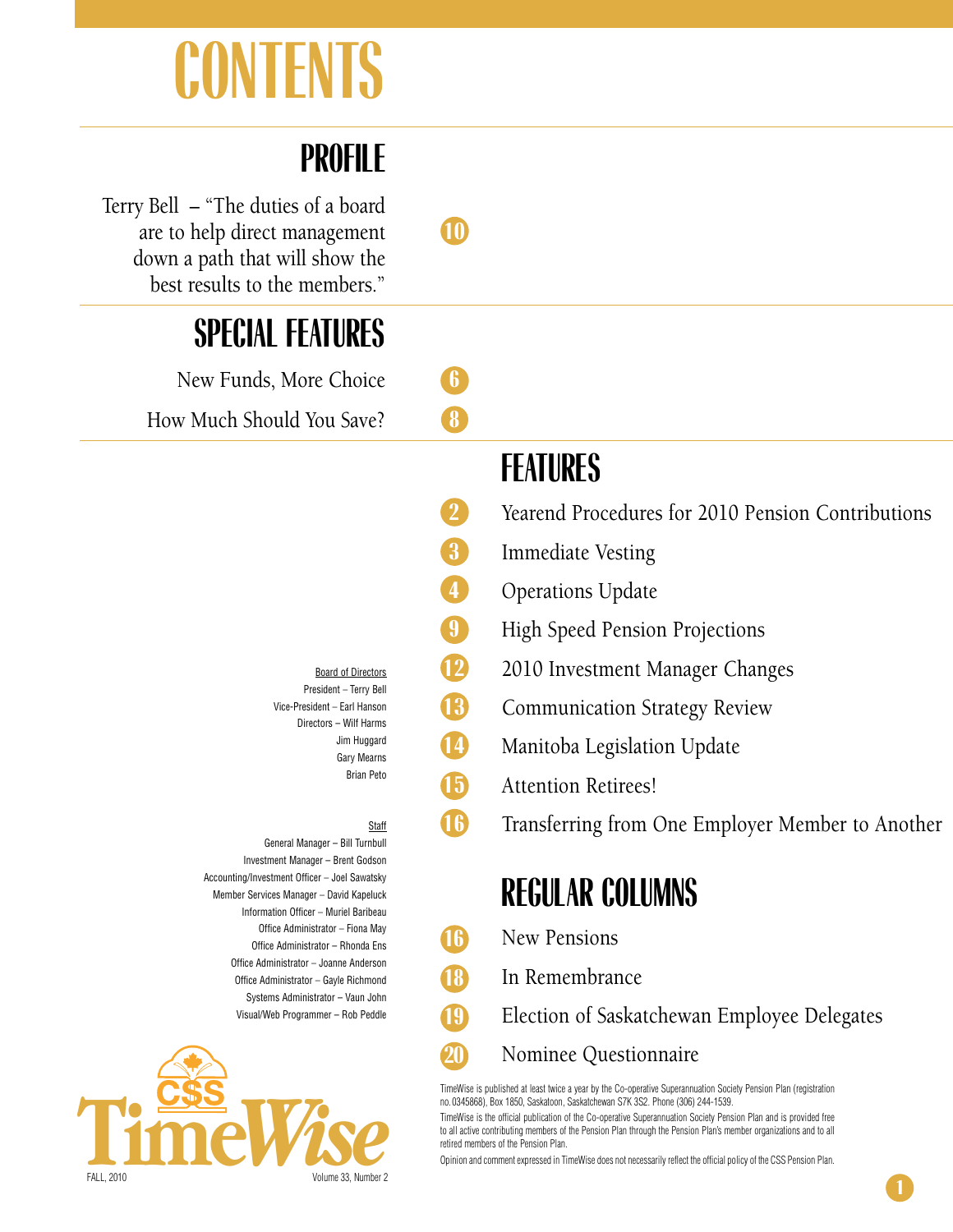# CONTENTS

## PROFILE

Terry Bell – "The duties of a board are to help direct management down a path that will show the best results to the members." 10

## SPECIAL FEATURES

New Funds, More Choice 6

How Much Should You Save? 8

## FEATURES

2 Yearend Procedures for 2010 Pension Contributions

3 Immediate Vesting

4 Operations Update

9 High Speed Pension Projections

12 2010 Investment Manager Changes

13 Communication Strategy Review

14 Manitoba Legislation Update

15 Attention Retirees!

16 Transferring from One Employer Member to Another

## REGULAR COLUMNS

16 New Pensions

18 In Remembrance

19 Election of Saskatchewan Employee Delegates

20 Nominee Questionnaire

Board of Directors

President – Terry Bell
Vice-President – Earl Hanson
Directors – Wilf Harms
Jim Huggard
Gary Mearns
Brian Peto

Staff

General Manager – Bill Turnbull
Investment Manager – Brent Godson
Accounting/Investment Officer – Joel Sawatsky
Member Services Manager – David Kapeluck
Information Officer – Muriel Baribeau
Office Administrator – Fiona May
Office Administrator – Rhonda Ens
Office Administrator – Joanne Anderson
Office Administrator – Gayle Richmond
Systems Administrator – Vaun John
Visual/Web Programmer – Rob Peddle

CSS TimeWise

FALL, 2010 Volume 33, Number 2

TimeWise is published at least twice a year by the Co-operative Superannuation Society Pension Plan (registration no. 0345868), Box 1850, Saskatoon, Saskatchewan S7K 3S2. Phone (306) 244-1539.

TimeWise is the official publication of the Co-operative Superannuation Society Pension Plan and is provided free to all active contributing members of the Pension Plan through the Pension Plan's member organizations and to all retired members of the Pension Plan.

Opinion and comment expressed in TimeWise does not necessarily reflect the official policy of the CSS Pension Plan.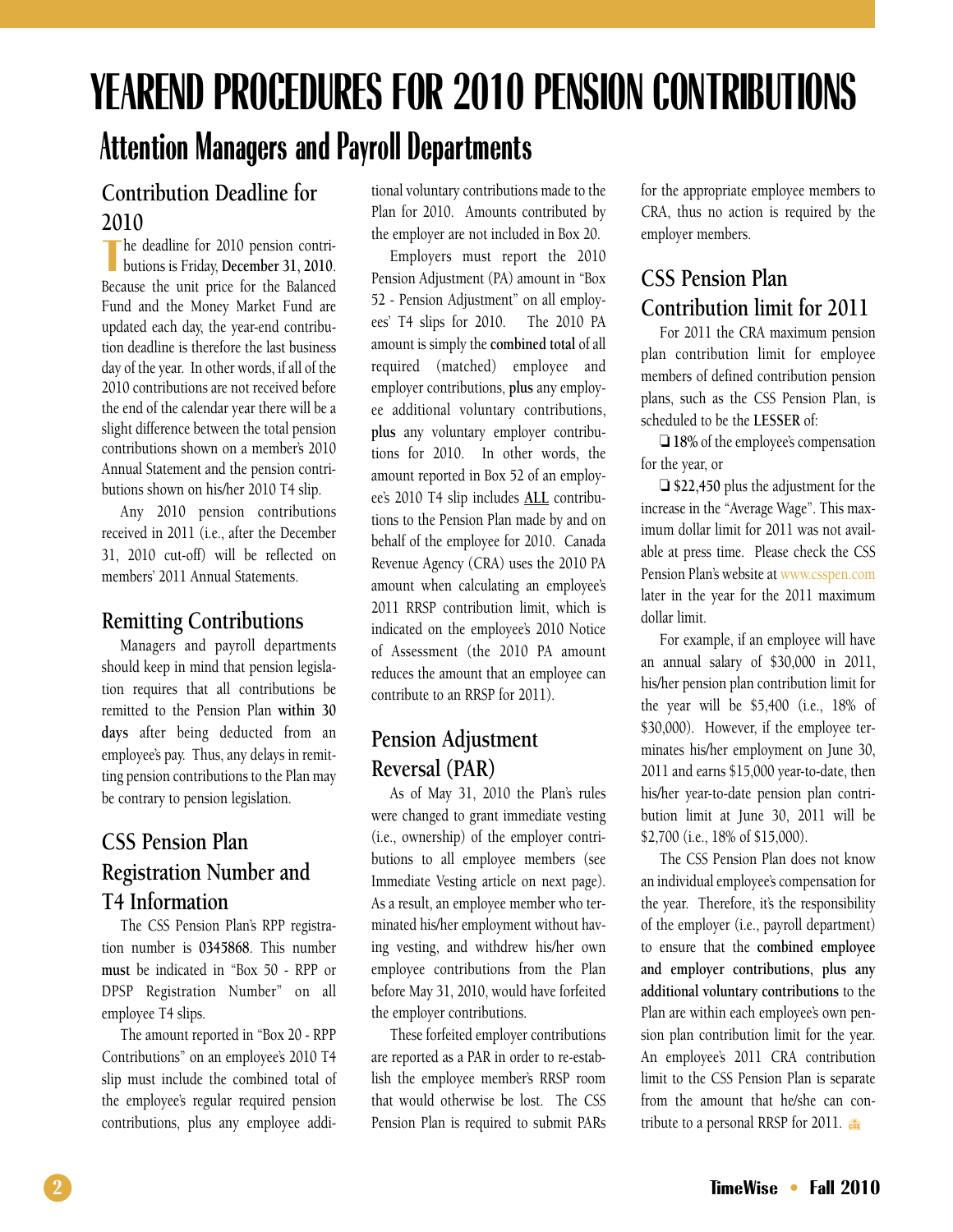# YEAREND PROCEDURES FOR 2010 PENSION CONTRIBUTIONS

## Attention Managers and Payroll Departments

### Contribution Deadline for 2010

The deadline for 2010 pension contributions is Friday, **December 31, 2010**. Because the unit price for the Balanced Fund and the Money Market Fund are updated each day, the year-end contribution deadline is therefore the last business day of the year. In other words, if all of the 2010 contributions are not received before the end of the calendar year there will be a slight difference between the total pension contributions shown on a member's 2010 Annual Statement and the pension contributions shown on his/her 2010 T4 slip.

Any 2010 pension contributions received in 2011 (i.e., after the December 31, 2010 cut-off) will be reflected on members' 2011 Annual Statements.

### Remitting Contributions

Managers and payroll departments should keep in mind that pension legislation requires that all contributions be remitted to the Pension Plan **within 30 days** after being deducted from an employee's pay. Thus, any delays in remitting pension contributions to the Plan may be contrary to pension legislation.

### CSS Pension Plan Registration Number and T4 Information

The CSS Pension Plan's RPP registration number is **0345868**. This number **must** be indicated in "Box 50 - RPP or DPSP Registration Number" on all employee T4 slips.

The amount reported in "Box 20 - RPP Contributions" on an employee's 2010 T4 slip must include the combined total of the employee's regular required pension contributions, plus any employee additional voluntary contributions made to the Plan for 2010. Amounts contributed by the employer are not included in Box 20.

Employers must report the 2010 Pension Adjustment (PA) amount in "Box 52 - Pension Adjustment" on all employees' T4 slips for 2010. The 2010 PA amount is simply the **combined total** of all required (matched) employee and employer contributions, **plus** any employee additional voluntary contributions, **plus** any voluntary employer contributions for 2010. In other words, the amount reported in Box 52 of an employee's 2010 T4 slip includes <u>**ALL**</u> contributions to the Pension Plan made by and on behalf of the employee for 2010. Canada Revenue Agency (CRA) uses the 2010 PA amount when calculating an employee's 2011 RRSP contribution limit, which is indicated on the employee's 2010 Notice of Assessment (the 2010 PA amount reduces the amount that an employee can contribute to an RRSP for 2011).

### Pension Adjustment Reversal (PAR)

As of May 31, 2010 the Plan's rules were changed to grant immediate vesting (i.e., ownership) of the employer contributions to all employee members (see Immediate Vesting article on next page). As a result, an employee member who terminated his/her employment without having vesting, and withdrew his/her own employee contributions from the Plan before May 31, 2010, would have forfeited the employer contributions.

These forfeited employer contributions are reported as a PAR in order to re-establish the employee member's RRSP room that would otherwise be lost. The CSS Pension Plan is required to submit PARs for the appropriate employee members to CRA, thus no action is required by the employer members.

### CSS Pension Plan Contribution limit for 2011

For 2011 the CRA maximum pension plan contribution limit for employee members of defined contribution pension plans, such as the CSS Pension Plan, is scheduled to be the **LESSER** of:

❑ **18%** of the employee's compensation for the year, or

❑ **$22,450** plus the adjustment for the increase in the "Average Wage". This maximum dollar limit for 2011 was not available at press time. Please check the CSS Pension Plan's website at www.csspen.com later in the year for the 2011 maximum dollar limit.

For example, if an employee will have an annual salary of $30,000 in 2011, his/her pension plan contribution limit for the year will be $5,400 (i.e., 18% of $30,000). However, if the employee terminates his/her employment on June 30, 2011 and earns $15,000 year-to-date, then his/her year-to-date pension plan contribution limit at June 30, 2011 will be $2,700 (i.e., 18% of $15,000).

The CSS Pension Plan does not know an individual employee's compensation for the year. Therefore, it's the responsibility of the employer (i.e., payroll department) to ensure that the **combined employee and employer contributions, plus any additional voluntary contributions** to the Plan are within each employee's own pension plan contribution limit for the year. An employee's 2011 CRA contribution limit to the CSS Pension Plan is separate from the amount that he/she can contribute to a personal RRSP for 2011.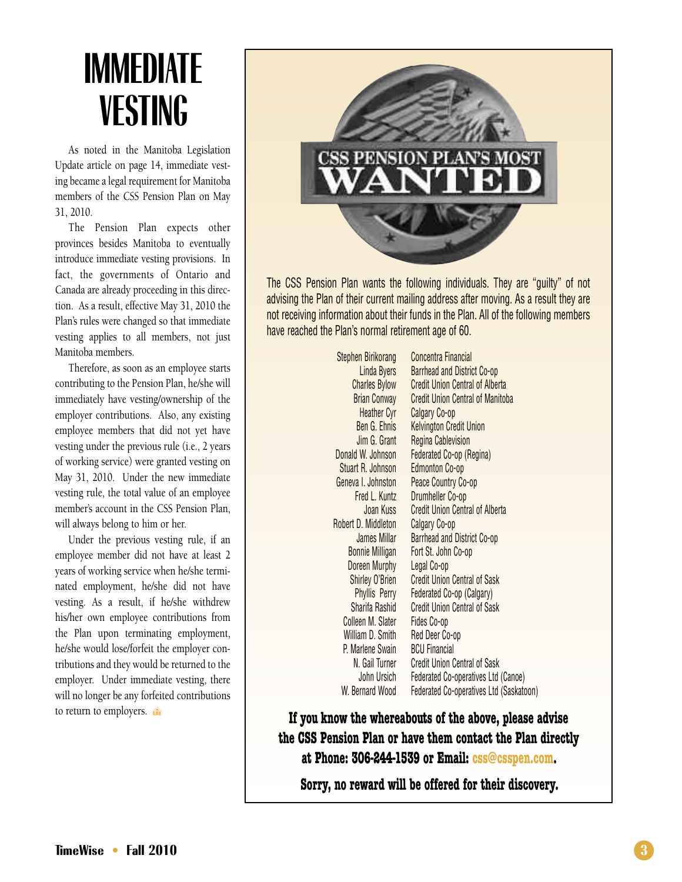# IMMEDIATE VESTING

As noted in the Manitoba Legislation Update article on page 14, immediate vesting became a legal requirement for Manitoba members of the CSS Pension Plan on May 31, 2010.

The Pension Plan expects other provinces besides Manitoba to eventually introduce immediate vesting provisions. In fact, the governments of Ontario and Canada are already proceeding in this direction. As a result, effective May 31, 2010 the Plan's rules were changed so that immediate vesting applies to all members, not just Manitoba members.

Therefore, as soon as an employee starts contributing to the Pension Plan, he/she will immediately have vesting/ownership of the employer contributions. Also, any existing employee members that did not yet have vesting under the previous rule (i.e., 2 years of working service) were granted vesting on May 31, 2010. Under the new immediate vesting rule, the total value of an employee member's account in the CSS Pension Plan, will always belong to him or her.

Under the previous vesting rule, if an employee member did not have at least 2 years of working service when he/she terminated employment, he/she did not have vesting. As a result, if he/she withdrew his/her own employee contributions from the Plan upon terminating employment, he/she would lose/forfeit the employer contributions and they would be returned to the employer. Under immediate vesting, there will no longer be any forfeited contributions to return to employers.

## CSS PENSION PLAN'S MOST WANTED

The CSS Pension Plan wants the following individuals. They are "guilty" of not advising the Plan of their current mailing address after moving. As a result they are not receiving information about their funds in the Plan. All of the following members have reached the Plan's normal retirement age of 60.

| Name | Employer |
|---|---|
| Stephen Birikorang | Concentra Financial |
| Linda Byers | Barrhead and District Co-op |
| Charles Bylow | Credit Union Central of Alberta |
| Brian Conway | Credit Union Central of Manitoba |
| Heather Cyr | Calgary Co-op |
| Ben G. Ehnis | Kelvington Credit Union |
| Jim G. Grant | Regina Cablevision |
| Donald W. Johnson | Federated Co-op (Regina) |
| Stuart R. Johnson | Edmonton Co-op |
| Geneva I. Johnston | Peace Country Co-op |
| Fred L. Kuntz | Drumheller Co-op |
| Joan Kuss | Credit Union Central of Alberta |
| Robert D. Middleton | Calgary Co-op |
| James Millar | Barrhead and District Co-op |
| Bonnie Milligan | Fort St. John Co-op |
| Doreen Murphy | Legal Co-op |
| Shirley O'Brien | Credit Union Central of Sask |
| Phyllis Perry | Federated Co-op (Calgary) |
| Sharifa Rashid | Credit Union Central of Sask |
| Colleen M. Slater | Fides Co-op |
| William D. Smith | Red Deer Co-op |
| P. Marlene Swain | BCU Financial |
| N. Gail Turner | Credit Union Central of Sask |
| John Ursich | Federated Co-operatives Ltd (Canoe) |
| W. Bernard Wood | Federated Co-operatives Ltd (Saskatoon) |

**If you know the whereabouts of the above, please advise the CSS Pension Plan or have them contact the Plan directly at Phone: 306-244-1539 or Email: css@csspen.com.**

**Sorry, no reward will be offered for their discovery.**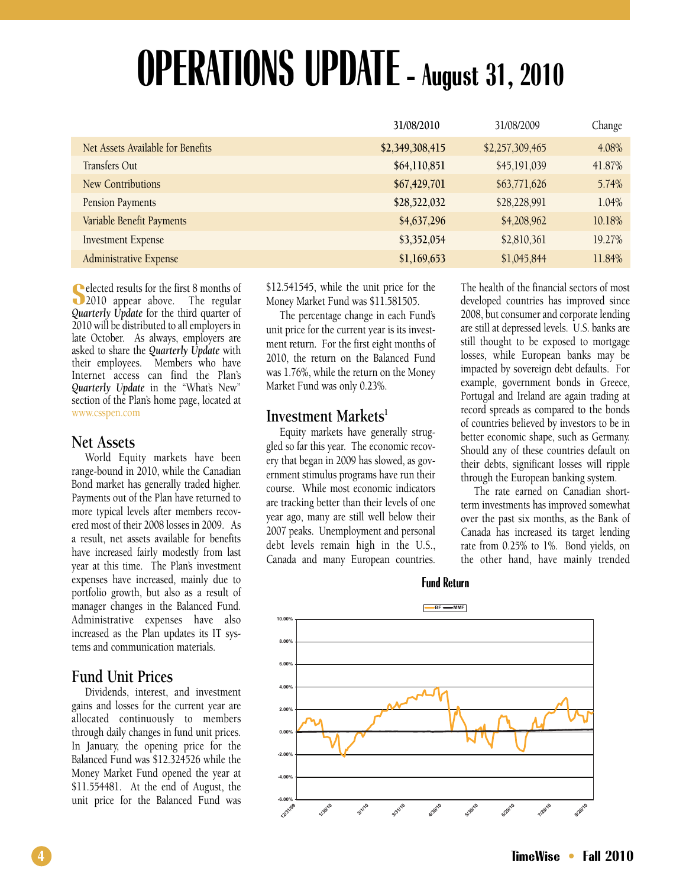# OPERATIONS UPDATE - August 31, 2010

| | 31/08/2010 | 31/08/2009 | Change |
|---|---|---|---|
| Net Assets Available for Benefits | $2,349,308,415 | $2,257,309,465 | 4.08% |
| Transfers Out | $64,110,851 | $45,191,039 | 41.87% |
| New Contributions | $67,429,701 | $63,771,626 | 5.74% |
| Pension Payments | $28,522,032 | $28,228,991 | 1.04% |
| Variable Benefit Payments | $4,637,296 | $4,208,962 | 10.18% |
| Investment Expense | $3,352,054 | $2,810,361 | 19.27% |
| Administrative Expense | $1,169,653 | $1,045,844 | 11.84% |

Selected results for the first 8 months of 2010 appear above. The regular *Quarterly Update* for the third quarter of 2010 will be distributed to all employers in late October. As always, employers are asked to share the *Quarterly Update* with their employees. Members who have Internet access can find the Plan's *Quarterly Update* in the "What's New" section of the Plan's home page, located at www.csspen.com

## Net Assets

World Equity markets have been range-bound in 2010, while the Canadian Bond market has generally traded higher. Payments out of the Plan have returned to more typical levels after members recovered most of their 2008 losses in 2009. As a result, net assets available for benefits have increased fairly modestly from last year at this time. The Plan's investment expenses have increased, mainly due to portfolio growth, but also as a result of manager changes in the Balanced Fund. Administrative expenses have also increased as the Plan updates its IT systems and communication materials.

## Fund Unit Prices

Dividends, interest, and investment gains and losses for the current year are allocated continuously to members through daily changes in fund unit prices. In January, the opening price for the Balanced Fund was $12.324526 while the Money Market Fund opened the year at $11.554481. At the end of August, the unit price for the Balanced Fund was $12.541545, while the unit price for the Money Market Fund was $11.581505.

The percentage change in each Fund's unit price for the current year is its investment return. For the first eight months of 2010, the return on the Balanced Fund was 1.76%, while the return on the Money Market Fund was only 0.23%.

## Investment Markets[1]

Equity markets have generally struggled so far this year. The economic recovery that began in 2009 has slowed, as government stimulus programs have run their course. While most economic indicators are tracking better than their levels of one year ago, many are still well below their 2007 peaks. Unemployment and personal debt levels remain high in the U.S., Canada and many European countries. The health of the financial sectors of most developed countries has improved since 2008, but consumer and corporate lending are still at depressed levels. U.S. banks are still thought to be exposed to mortgage losses, while European banks may be impacted by sovereign debt defaults. For example, government bonds in Greece, Portugal and Ireland are again trading at record spreads as compared to the bonds of countries believed by investors to be in better economic shape, such as Germany. Should any of these countries default on their debts, significant losses will ripple through the European banking system.

The rate earned on Canadian short-term investments has improved somewhat over the past six months, as the Bank of Canada has increased its target lending rate from 0.25% to 1%. Bond yields, on the other hand, have mainly trended

**Fund Return**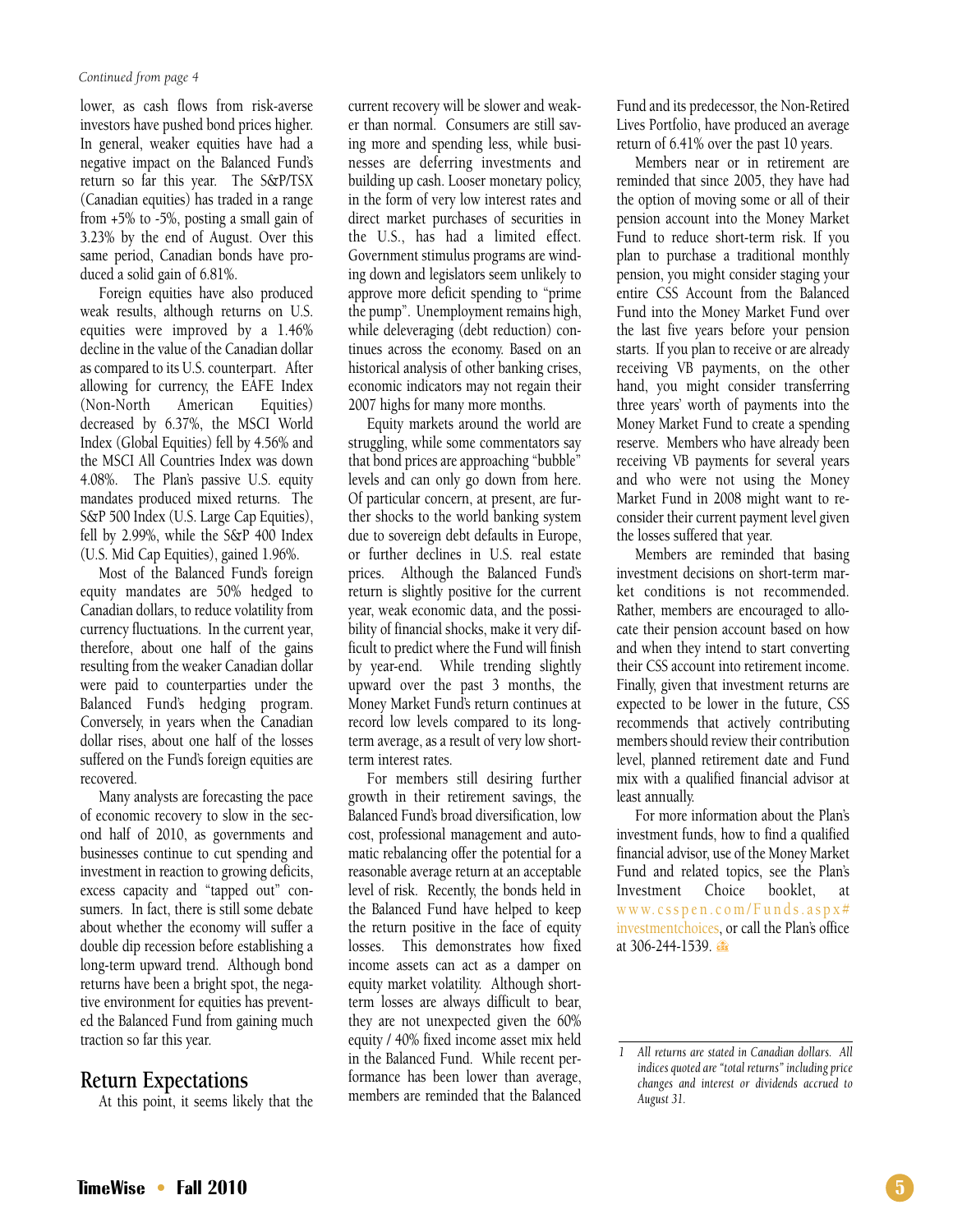*Continued from page 4*

lower, as cash flows from risk-averse investors have pushed bond prices higher. In general, weaker equities have had a negative impact on the Balanced Fund's return so far this year. The S&P/TSX (Canadian equities) has traded in a range from +5% to -5%, posting a small gain of 3.23% by the end of August. Over this same period, Canadian bonds have produced a solid gain of 6.81%.

Foreign equities have also produced weak results, although returns on U.S. equities were improved by a 1.46% decline in the value of the Canadian dollar as compared to its U.S. counterpart. After allowing for currency, the EAFE Index (Non-North American Equities) decreased by 6.37%, the MSCI World Index (Global Equities) fell by 4.56% and the MSCI All Countries Index was down 4.08%. The Plan's passive U.S. equity mandates produced mixed returns. The S&P 500 Index (U.S. Large Cap Equities), fell by 2.99%, while the S&P 400 Index (U.S. Mid Cap Equities), gained 1.96%.

Most of the Balanced Fund's foreign equity mandates are 50% hedged to Canadian dollars, to reduce volatility from currency fluctuations. In the current year, therefore, about one half of the gains resulting from the weaker Canadian dollar were paid to counterparties under the Balanced Fund's hedging program. Conversely, in years when the Canadian dollar rises, about one half of the losses suffered on the Fund's foreign equities are recovered.

Many analysts are forecasting the pace of economic recovery to slow in the second half of 2010, as governments and businesses continue to cut spending and investment in reaction to growing deficits, excess capacity and "tapped out" consumers. In fact, there is still some debate about whether the economy will suffer a double dip recession before establishing a long-term upward trend. Although bond returns have been a bright spot, the negative environment for equities has prevented the Balanced Fund from gaining much traction so far this year.

## Return Expectations

At this point, it seems likely that the current recovery will be slower and weaker than normal. Consumers are still saving more and spending less, while businesses are deferring investments and building up cash. Looser monetary policy, in the form of very low interest rates and direct market purchases of securities in the U.S., has had a limited effect. Government stimulus programs are winding down and legislators seem unlikely to approve more deficit spending to "prime the pump". Unemployment remains high, while deleveraging (debt reduction) continues across the economy. Based on an historical analysis of other banking crises, economic indicators may not regain their 2007 highs for many more months.

Equity markets around the world are struggling, while some commentators say that bond prices are approaching "bubble" levels and can only go down from here. Of particular concern, at present, are further shocks to the world banking system due to sovereign debt defaults in Europe, or further declines in U.S. real estate prices. Although the Balanced Fund's return is slightly positive for the current year, weak economic data, and the possibility of financial shocks, make it very difficult to predict where the Fund will finish by year-end. While trending slightly upward over the past 3 months, the Money Market Fund's return continues at record low levels compared to its long-term average, as a result of very low short-term interest rates.

For members still desiring further growth in their retirement savings, the Balanced Fund's broad diversification, low cost, professional management and automatic rebalancing offer the potential for a reasonable average return at an acceptable level of risk. Recently, the bonds held in the Balanced Fund have helped to keep the return positive in the face of equity losses. This demonstrates how fixed income assets can act as a damper on equity market volatility. Although short-term losses are always difficult to bear, they are not unexpected given the 60% equity / 40% fixed income asset mix held in the Balanced Fund. While recent performance has been lower than average, members are reminded that the Balanced Fund and its predecessor, the Non-Retired Lives Portfolio, have produced an average return of 6.41% over the past 10 years.

Members near or in retirement are reminded that since 2005, they have had the option of moving some or all of their pension account into the Money Market Fund to reduce short-term risk. If you plan to purchase a traditional monthly pension, you might consider staging your entire CSS Account from the Balanced Fund into the Money Market Fund over the last five years before your pension starts. If you plan to receive or are already receiving VB payments, on the other hand, you might consider transferring three years' worth of payments into the Money Market Fund to create a spending reserve. Members who have already been receiving VB payments for several years and who were not using the Money Market Fund in 2008 might want to reconsider their current payment level given the losses suffered that year.

Members are reminded that basing investment decisions on short-term market conditions is not recommended. Rather, members are encouraged to allocate their pension account based on how and when they intend to start converting their CSS account into retirement income. Finally, given that investment returns are expected to be lower in the future, CSS recommends that actively contributing members should review their contribution level, planned retirement date and Fund mix with a qualified financial advisor at least annually.

For more information about the Plan's investment funds, how to find a qualified financial advisor, use of the Money Market Fund and related topics, see the Plan's Investment Choice booklet, at www.csspen.com/Funds.aspx#investmentchoices, or call the Plan's office at 306-244-1539.

---

1 *All returns are stated in Canadian dollars. All indices quoted are "total returns" including price changes and interest or dividends accrued to August 31.*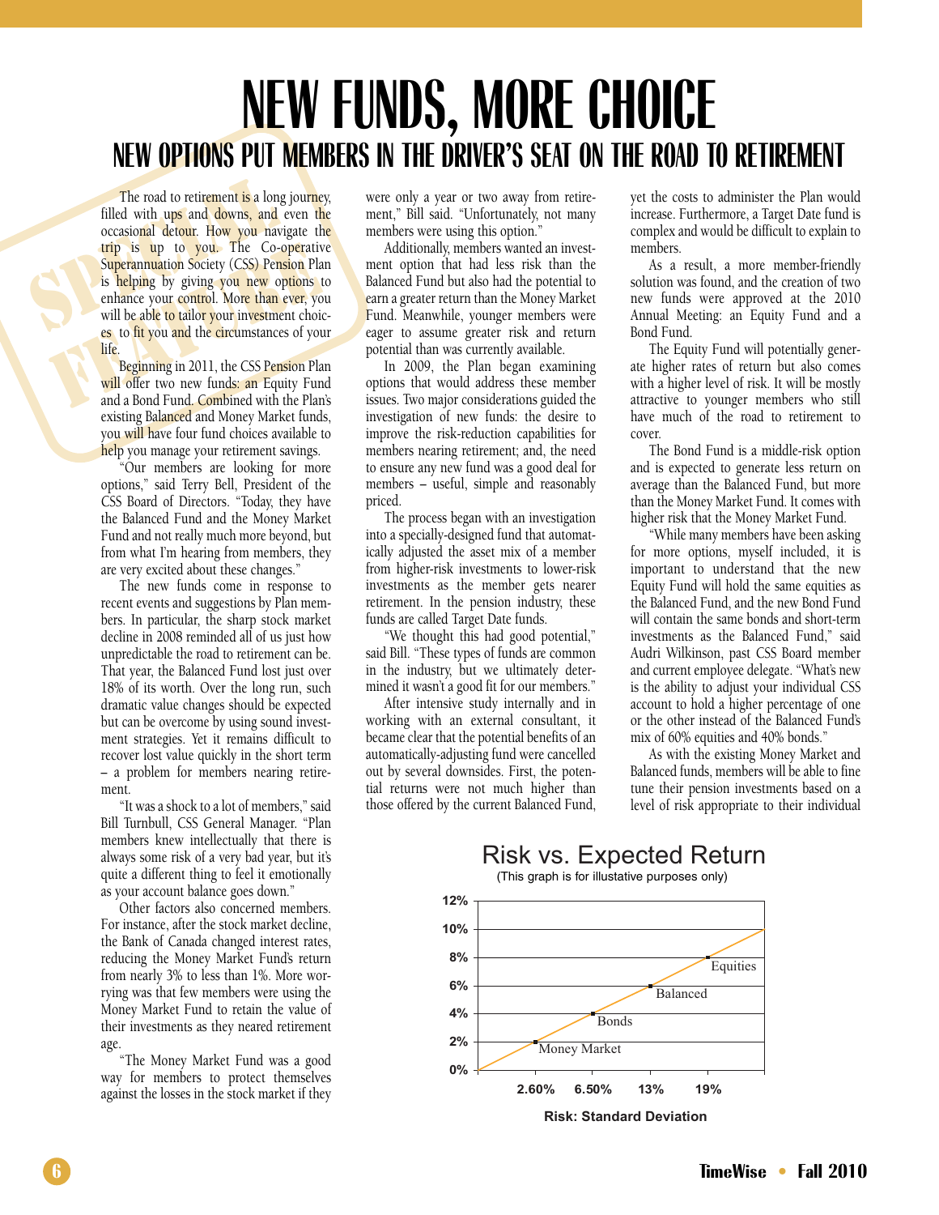# NEW FUNDS, MORE CHOICE

## NEW OPTIONS PUT MEMBERS IN THE DRIVER'S SEAT ON THE ROAD TO RETIREMENT

The road to retirement is a long journey, filled with ups and downs, and even the occasional detour. How you navigate the trip is up to you. The Co-operative Superannuation Society (CSS) Pension Plan is helping by giving you new options to enhance your control. More than ever, you will be able to tailor your investment choices to fit you and the circumstances of your life.

Beginning in 2011, the CSS Pension Plan will offer two new funds: an Equity Fund and a Bond Fund. Combined with the Plan's existing Balanced and Money Market funds, you will have four fund choices available to help you manage your retirement savings.

"Our members are looking for more options," said Terry Bell, President of the CSS Board of Directors. "Today, they have the Balanced Fund and the Money Market Fund and not really much more beyond, but from what I'm hearing from members, they are very excited about these changes."

The new funds come in response to recent events and suggestions by Plan members. In particular, the sharp stock market decline in 2008 reminded all of us just how unpredictable the road to retirement can be. That year, the Balanced Fund lost just over 18% of its worth. Over the long run, such dramatic value changes should be expected but can be overcome by using sound investment strategies. Yet it remains difficult to recover lost value quickly in the short term – a problem for members nearing retirement.

"It was a shock to a lot of members," said Bill Turnbull, CSS General Manager. "Plan members knew intellectually that there is always some risk of a very bad year, but it's quite a different thing to feel it emotionally as your account balance goes down."

Other factors also concerned members. For instance, after the stock market decline, the Bank of Canada changed interest rates, reducing the Money Market Fund's return from nearly 3% to less than 1%. More worrying was that few members were using the Money Market Fund to retain the value of their investments as they neared retirement age.

"The Money Market Fund was a good way for members to protect themselves against the losses in the stock market if they were only a year or two away from retirement," Bill said. "Unfortunately, not many members were using this option."

Additionally, members wanted an investment option that had less risk than the Balanced Fund but also had the potential to earn a greater return than the Money Market Fund. Meanwhile, younger members were eager to assume greater risk and return potential than was currently available.

In 2009, the Plan began examining options that would address these member issues. Two major considerations guided the investigation of new funds: the desire to improve the risk-reduction capabilities for members nearing retirement; and, the need to ensure any new fund was a good deal for members – useful, simple and reasonably priced.

The process began with an investigation into a specially-designed fund that automatically adjusted the asset mix of a member from higher-risk investments to lower-risk investments as the member gets nearer retirement. In the pension industry, these funds are called Target Date funds.

"We thought this had good potential," said Bill. "These types of funds are common in the industry, but we ultimately determined it wasn't a good fit for our members."

After intensive study internally and in working with an external consultant, it became clear that the potential benefits of an automatically-adjusting fund were cancelled out by several downsides. First, the potential returns were not much higher than those offered by the current Balanced Fund, yet the costs to administer the Plan would increase. Furthermore, a Target Date fund is complex and would be difficult to explain to members.

As a result, a more member-friendly solution was found, and the creation of two new funds were approved at the 2010 Annual Meeting: an Equity Fund and a Bond Fund.

The Equity Fund will potentially generate higher rates of return but also comes with a higher level of risk. It will be mostly attractive to younger members who still have much of the road to retirement to cover.

The Bond Fund is a middle-risk option and is expected to generate less return on average than the Balanced Fund, but more than the Money Market Fund. It comes with higher risk that the Money Market Fund.

"While many members have been asking for more options, myself included, it is important to understand that the new Equity Fund will hold the same equities as the Balanced Fund, and the new Bond Fund will contain the same bonds and short-term investments as the Balanced Fund," said Audri Wilkinson, past CSS Board member and current employee delegate. "What's new is the ability to adjust your individual CSS account to hold a higher percentage of one or the other instead of the Balanced Fund's mix of 60% equities and 40% bonds."

As with the existing Money Market and Balanced funds, members will be able to fine tune their pension investments based on a level of risk appropriate to their individual

**Risk vs. Expected Return**

(This graph is for illustative purposes only)

| Fund | Risk: Standard Deviation | Expected Return |
|---|---|---|
| Money Market | 2.60% | 2% |
| Bonds | 6.50% | 4% |
| Balanced | 13% | 6% |
| Equities | 19% | 8% |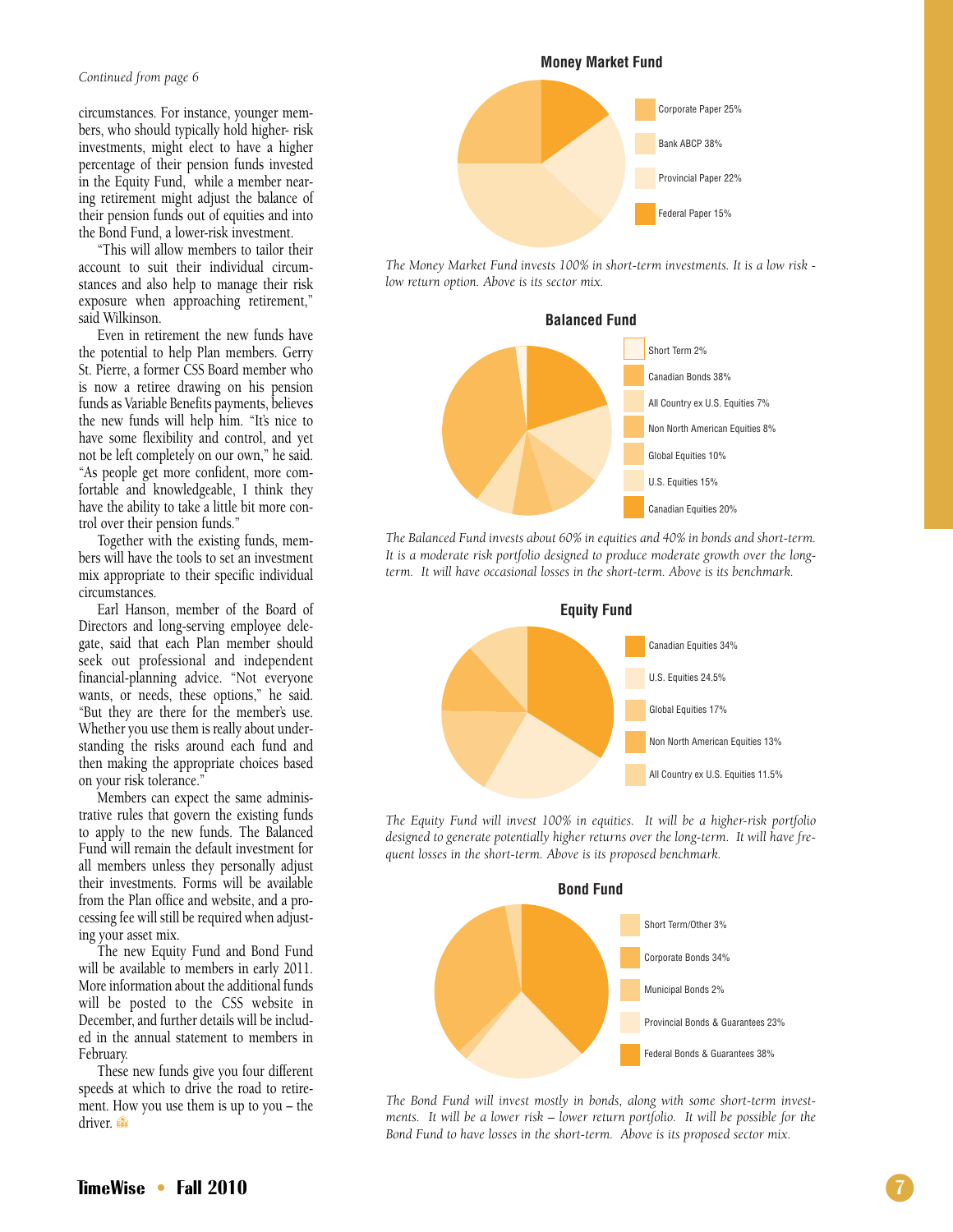*Continued from page 6*

circumstances. For instance, younger members, who should typically hold higher- risk investments, might elect to have a higher percentage of their pension funds invested in the Equity Fund, while a member nearing retirement might adjust the balance of their pension funds out of equities and into the Bond Fund, a lower-risk investment.

"This will allow members to tailor their account to suit their individual circumstances and also help to manage their risk exposure when approaching retirement," said Wilkinson.

Even in retirement the new funds have the potential to help Plan members. Gerry St. Pierre, a former CSS Board member who is now a retiree drawing on his pension funds as Variable Benefits payments, believes the new funds will help him. "It's nice to have some flexibility and control, and yet not be left completely on our own," he said. "As people get more confident, more comfortable and knowledgeable, I think they have the ability to take a little bit more control over their pension funds."

Together with the existing funds, members will have the tools to set an investment mix appropriate to their specific individual circumstances.

Earl Hanson, member of the Board of Directors and long-serving employee delegate, said that each Plan member should seek out professional and independent financial-planning advice. "Not everyone wants, or needs, these options," he said. "But they are there for the member's use. Whether you use them is really about understanding the risks around each fund and then making the appropriate choices based on your risk tolerance."

Members can expect the same administrative rules that govern the existing funds to apply to the new funds. The Balanced Fund will remain the default investment for all members unless they personally adjust their investments. Forms will be available from the Plan office and website, and a processing fee will still be required when adjusting your asset mix.

The new Equity Fund and Bond Fund will be available to members in early 2011. More information about the additional funds will be posted to the CSS website in December, and further details will be included in the annual statement to members in February.

These new funds give you four different speeds at which to drive the road to retirement. How you use them is up to you – the driver.

### Money Market Fund

- Corporate Paper 25%
- Bank ABCP 38%
- Provincial Paper 22%
- Federal Paper 15%

*The Money Market Fund invests 100% in short-term investments. It is a low risk - low return option. Above is its sector mix.*

### Balanced Fund

- Short Term 2%
- Canadian Bonds 38%
- All Country ex U.S. Equities 7%
- Non North American Equities 8%
- Global Equities 10%
- U.S. Equities 15%
- Canadian Equities 20%

*The Balanced Fund invests about 60% in equities and 40% in bonds and short-term. It is a moderate risk portfolio designed to produce moderate growth over the long-term. It will have occasional losses in the short-term. Above is its benchmark.*

### Equity Fund

- Canadian Equities 34%
- U.S. Equities 24.5%
- Global Equities 17%
- Non North American Equities 13%
- All Country ex U.S. Equities 11.5%

*The Equity Fund will invest 100% in equities. It will be a higher-risk portfolio designed to generate potentially higher returns over the long-term. It will have frequent losses in the short-term. Above is its proposed benchmark.*

### Bond Fund

- Short Term/Other 3%
- Corporate Bonds 34%
- Municipal Bonds 2%
- Provincial Bonds & Guarantees 23%
- Federal Bonds & Guarantees 38%

*The Bond Fund will invest mostly in bonds, along with some short-term investments. It will be a lower risk – lower return portfolio. It will be possible for the Bond Fund to have losses in the short-term. Above is its proposed sector mix.*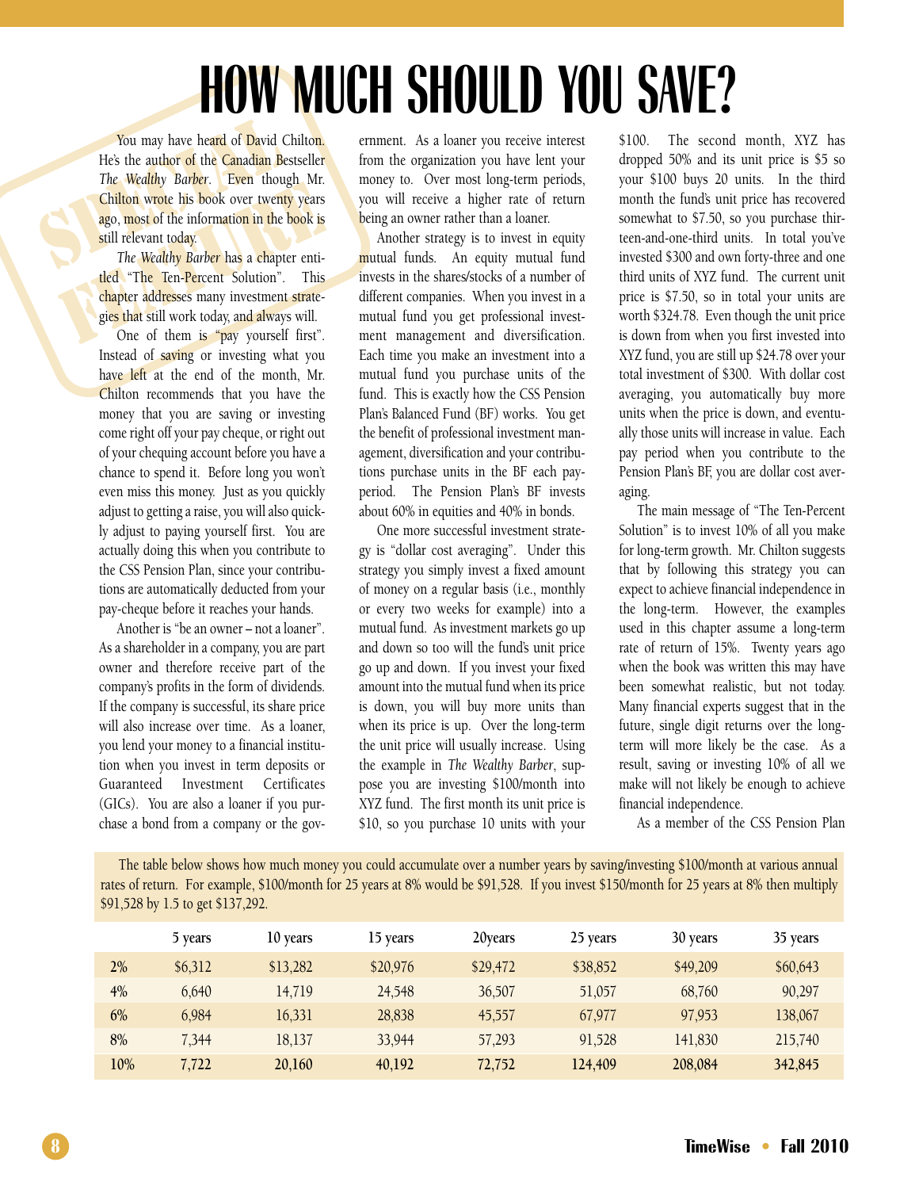# HOW MUCH SHOULD YOU SAVE?

You may have heard of David Chilton. He's the author of the Canadian Bestseller *The Wealthy Barber*. Even though Mr. Chilton wrote his book over twenty years ago, most of the information in the book is still relevant today.

*The Wealthy Barber* has a chapter entitled "The Ten-Percent Solution". This chapter addresses many investment strategies that still work today, and always will.

One of them is "pay yourself first". Instead of saving or investing what you have left at the end of the month, Mr. Chilton recommends that you have the money that you are saving or investing come right off your pay cheque, or right out of your chequing account before you have a chance to spend it. Before long you won't even miss this money. Just as you quickly adjust to getting a raise, you will also quickly adjust to paying yourself first. You are actually doing this when you contribute to the CSS Pension Plan, since your contributions are automatically deducted from your pay-cheque before it reaches your hands.

Another is "be an owner – not a loaner". As a shareholder in a company, you are part owner and therefore receive part of the company's profits in the form of dividends. If the company is successful, its share price will also increase over time. As a loaner, you lend your money to a financial institution when you invest in term deposits or Guaranteed Investment Certificates (GICs). You are also a loaner if you purchase a bond from a company or the government. As a loaner you receive interest from the organization you have lent your money to. Over most long-term periods, you will receive a higher rate of return being an owner rather than a loaner.

Another strategy is to invest in equity mutual funds. An equity mutual fund invests in the shares/stocks of a number of different companies. When you invest in a mutual fund you get professional investment management and diversification. Each time you make an investment into a mutual fund you purchase units of the fund. This is exactly how the CSS Pension Plan's Balanced Fund (BF) works. You get the benefit of professional investment management, diversification and your contributions purchase units in the BF each pay-period. The Pension Plan's BF invests about 60% in equities and 40% in bonds.

One more successful investment strategy is "dollar cost averaging". Under this strategy you simply invest a fixed amount of money on a regular basis (i.e., monthly or every two weeks for example) into a mutual fund. As investment markets go up and down so too will the fund's unit price go up and down. If you invest your fixed amount into the mutual fund when its price is down, you will buy more units than when its price is up. Over the long-term the unit price will usually increase. Using the example in *The Wealthy Barber*, suppose you are investing $100/month into XYZ fund. The first month its unit price is $10, so you purchase 10 units with your $100. The second month, XYZ has dropped 50% and its unit price is $5 so your $100 buys 20 units. In the third month the fund's unit price has recovered somewhat to $7.50, so you purchase thirteen-and-one-third units. In total you've invested $300 and own forty-three and one third units of XYZ fund. The current unit price is $7.50, so in total your units are worth $324.78. Even though the unit price is down from when you first invested into XYZ fund, you are still up $24.78 over your total investment of $300. With dollar cost averaging, you automatically buy more units when the price is down, and eventually those units will increase in value. Each pay period when you contribute to the Pension Plan's BF, you are dollar cost averaging.

The main message of "The Ten-Percent Solution" is to invest 10% of all you make for long-term growth. Mr. Chilton suggests that by following this strategy you can expect to achieve financial independence in the long-term. However, the examples used in this chapter assume a long-term rate of return of 15%. Twenty years ago when the book was written this may have been somewhat realistic, but not today. Many financial experts suggest that in the future, single digit returns over the long-term will more likely be the case. As a result, saving or investing 10% of all we make will not likely be enough to achieve financial independence.

As a member of the CSS Pension Plan

The table below shows how much money you could accumulate over a number years by saving/investing $100/month at various annual rates of return. For example, $100/month for 25 years at 8% would be $91,528. If you invest $150/month for 25 years at 8% then multiply $91,528 by 1.5 to get $137,292.

| | 5 years | 10 years | 15 years | 20years | 25 years | 30 years | 35 years |
|---|---|---|---|---|---|---|---|
| 2% | $6,312 | $13,282 | $20,976 | $29,472 | $38,852 | $49,209 | $60,643 |
| 4% | 6,640 | 14,719 | 24,548 | 36,507 | 51,057 | 68,760 | 90,297 |
| 6% | 6,984 | 16,331 | 28,838 | 45,557 | 67,977 | 97,953 | 138,067 |
| 8% | 7,344 | 18,137 | 33,944 | 57,293 | 91,528 | 141,830 | 215,740 |
| 10% | 7,722 | 20,160 | 40,192 | 72,752 | 124,409 | 208,084 | 342,845 |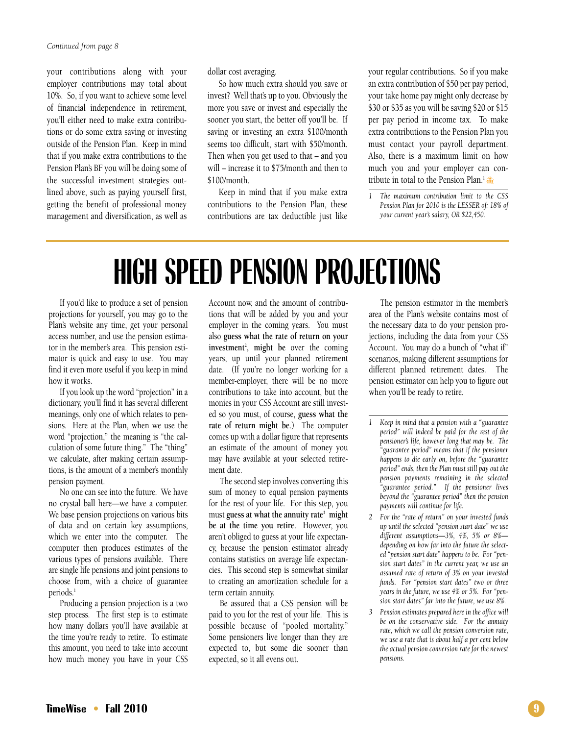*Continued from page 8*

your contributions along with your employer contributions may total about 10%. So, if you want to achieve some level of financial independence in retirement, you'll either need to make extra contributions or do some extra saving or investing outside of the Pension Plan. Keep in mind that if you make extra contributions to the Pension Plan's BF you will be doing some of the successful investment strategies outlined above, such as paying yourself first, getting the benefit of professional money management and diversification, as well as dollar cost averaging.

So how much extra should you save or invest? Well that's up to you. Obviously the more you save or invest and especially the sooner you start, the better off you'll be. If saving or investing an extra $100/month seems too difficult, start with $50/month. Then when you get used to that – and you will – increase it to $75/month and then to $100/month.

Keep in mind that if you make extra contributions to the Pension Plan, these contributions are tax deductible just like your regular contributions. So if you make an extra contribution of $50 per pay period, your take home pay might only decrease by $30 or $35 as you will be saving $20 or $15 per pay period in income tax. To make extra contributions to the Pension Plan you must contact your payroll department. Also, there is a maximum limit on how much you and your employer can contribute in total to the Pension Plan.[1]

*1 The maximum contribution limit to the CSS Pension Plan for 2010 is the LESSER of: 18% of your current year's salary, OR $22,450.*

# HIGH SPEED PENSION PROJECTIONS

If you'd like to produce a set of pension projections for yourself, you may go to the Plan's website any time, get your personal access number, and use the pension estimator in the member's area. This pension estimator is quick and easy to use. You may find it even more useful if you keep in mind how it works.

If you look up the word "projection" in a dictionary, you'll find it has several different meanings, only one of which relates to pensions. Here at the Plan, when we use the word "projection," the meaning is "the calculation of some future thing." The "thing" we calculate, after making certain assumptions, is the amount of a member's monthly pension payment.

No one can see into the future. We have no crystal ball here—we have a computer. We base pension projections on various bits of data and on certain key assumptions, which we enter into the computer. The computer then produces estimates of the various types of pensions available. There are single life pensions and joint pensions to choose from, with a choice of guarantee periods.[1]

Producing a pension projection is a two step process. The first step is to estimate how many dollars you'll have available at the time you're ready to retire. To estimate this amount, you need to take into account how much money you have in your CSS Account now, and the amount of contributions that will be added by you and your employer in the coming years. You must also **guess what the rate of return on your investment**[2], **might be** over the coming years, up until your planned retirement date. (If you're no longer working for a member-employer, there will be no more contributions to take into account, but the monies in your CSS Account are still invested so you must, of course, **guess what the rate of return might be**.) The computer comes up with a dollar figure that represents an estimate of the amount of money you may have available at your selected retirement date.

The second step involves converting this sum of money to equal pension payments for the rest of your life. For this step, you must **guess at what the annuity rate**[3] **might be at the time you retire**. However, you aren't obliged to guess at your life expectancy, because the pension estimator already contains statistics on average life expectancies. This second step is somewhat similar to creating an amortization schedule for a term certain annuity.

Be assured that a CSS pension will be paid to you for the rest of your life. This is possible because of "pooled mortality." Some pensioners live longer than they are expected to, but some die sooner than expected, so it all evens out.

The pension estimator in the member's area of the Plan's website contains most of the necessary data to do your pension projections, including the data from your CSS Account. You may do a bunch of "what if" scenarios, making different assumptions for different planned retirement dates. The pension estimator can help you to figure out when you'll be ready to retire.

*1 Keep in mind that a pension with a "guarantee period" will indeed be paid for the rest of the pensioner's life, however long that may be. The "guarantee period" means that if the pensioner happens to die early on, before the "guarantee period" ends, then the Plan must still pay out the pension payments remaining in the selected "guarantee period." If the pensioner lives beyond the "guarantee period" then the pension payments will continue for life.*

*2 For the "rate of return" on your invested funds up until the selected "pension start date" we use different assumptions—3%, 4%, 5% or 8%—depending on how far into the future the selected "pension start date" happens to be. For "pension start dates" in the current year, we use an assumed rate of return of 3% on your invested funds. For "pension start dates" two or three years in the future, we use 4% or 5%. For "pension start dates" far into the future, we use 8%.*

*3 Pension estimates prepared here in the office will be on the conservative side. For the annuity rate, which we call the pension conversion rate, we use a rate that is about half a per cent below the actual pension conversion rate for the newest pensions.*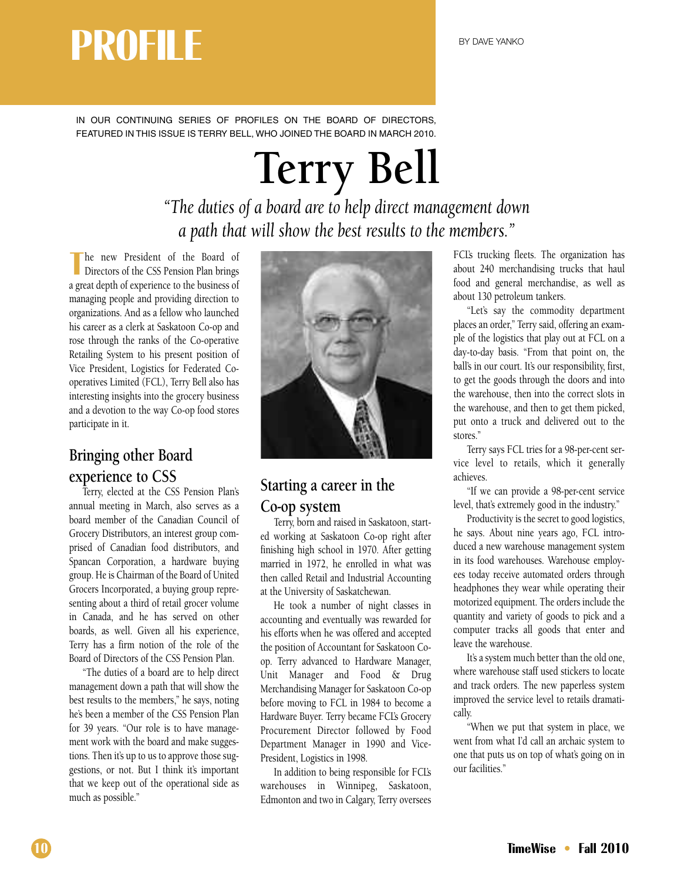# PROFILE

BY DAVE YANKO

IN OUR CONTINUING SERIES OF PROFILES ON THE BOARD OF DIRECTORS, FEATURED IN THIS ISSUE IS TERRY BELL, WHO JOINED THE BOARD IN MARCH 2010.

# Terry Bell

*"The duties of a board are to help direct management down a path that will show the best results to the members."*

The new President of the Board of Directors of the CSS Pension Plan brings a great depth of experience to the business of managing people and providing direction to organizations. And as a fellow who launched his career as a clerk at Saskatoon Co-op and rose through the ranks of the Co-operative Retailing System to his present position of Vice President, Logistics for Federated Co-operatives Limited (FCL), Terry Bell also has interesting insights into the grocery business and a devotion to the way Co-op food stores participate in it.

## Bringing other Board experience to CSS

Terry, elected at the CSS Pension Plan's annual meeting in March, also serves as a board member of the Canadian Council of Grocery Distributors, an interest group comprised of Canadian food distributors, and Spancan Corporation, a hardware buying group. He is Chairman of the Board of United Grocers Incorporated, a buying group representing about a third of retail grocer volume in Canada, and he has served on other boards, as well. Given all his experience, Terry has a firm notion of the role of the Board of Directors of the CSS Pension Plan.

"The duties of a board are to help direct management down a path that will show the best results to the members," he says, noting he's been a member of the CSS Pension Plan for 39 years. "Our role is to have management work with the board and make suggestions. Then it's up to us to approve those suggestions, or not. But I think it's important that we keep out of the operational side as much as possible."

## Starting a career in the Co-op system

Terry, born and raised in Saskatoon, started working at Saskatoon Co-op right after finishing high school in 1970. After getting married in 1972, he enrolled in what was then called Retail and Industrial Accounting at the University of Saskatchewan.

He took a number of night classes in accounting and eventually was rewarded for his efforts when he was offered and accepted the position of Accountant for Saskatoon Co-op. Terry advanced to Hardware Manager, Unit Manager and Food & Drug Merchandising Manager for Saskatoon Co-op before moving to FCL in 1984 to become a Hardware Buyer. Terry became FCL's Grocery Procurement Director followed by Food Department Manager in 1990 and Vice-President, Logistics in 1998.

In addition to being responsible for FCL's warehouses in Winnipeg, Saskatoon, Edmonton and two in Calgary, Terry oversees FCL's trucking fleets. The organization has about 240 merchandising trucks that haul food and general merchandise, as well as about 130 petroleum tankers.

"Let's say the commodity department places an order," Terry said, offering an example of the logistics that play out at FCL on a day-to-day basis. "From that point on, the ball's in our court. It's our responsibility, first, to get the goods through the doors and into the warehouse, then into the correct slots in the warehouse, and then to get them picked, put onto a truck and delivered out to the stores."

Terry says FCL tries for a 98-per-cent service level to retails, which it generally achieves.

"If we can provide a 98-per-cent service level, that's extremely good in the industry."

Productivity is the secret to good logistics, he says. About nine years ago, FCL introduced a new warehouse management system in its food warehouses. Warehouse employees today receive automated orders through headphones they wear while operating their motorized equipment. The orders include the quantity and variety of goods to pick and a computer tracks all goods that enter and leave the warehouse.

It's a system much better than the old one, where warehouse staff used stickers to locate and track orders. The new paperless system improved the service level to retails dramatically.

"When we put that system in place, we went from what I'd call an archaic system to one that puts us on top of what's going on in our facilities."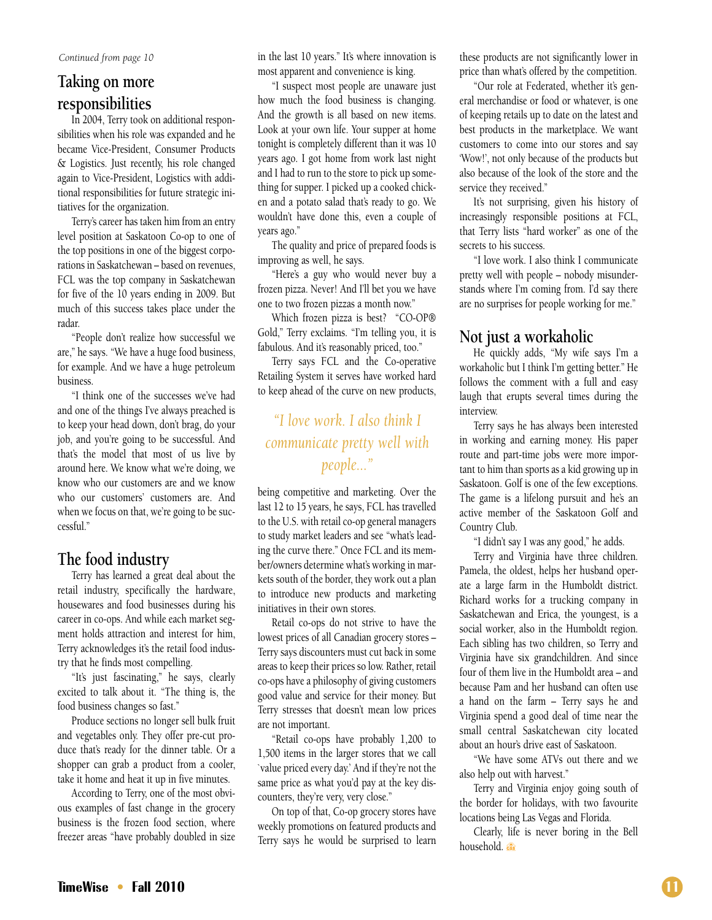*Continued from page 10*

## Taking on more responsibilities

In 2004, Terry took on additional responsibilities when his role was expanded and he became Vice-President, Consumer Products & Logistics. Just recently, his role changed again to Vice-President, Logistics with additional responsibilities for future strategic initiatives for the organization.

Terry's career has taken him from an entry level position at Saskatoon Co-op to one of the top positions in one of the biggest corporations in Saskatchewan – based on revenues, FCL was the top company in Saskatchewan for five of the 10 years ending in 2009. But much of this success takes place under the radar.

"People don't realize how successful we are," he says. "We have a huge food business, for example. And we have a huge petroleum business.

"I think one of the successes we've had and one of the things I've always preached is to keep your head down, don't brag, do your job, and you're going to be successful. And that's the model that most of us live by around here. We know what we're doing, we know who our customers are and we know who our customers' customers are. And when we focus on that, we're going to be successful."

## The food industry

Terry has learned a great deal about the retail industry, specifically the hardware, housewares and food businesses during his career in co-ops. And while each market segment holds attraction and interest for him, Terry acknowledges it's the retail food industry that he finds most compelling.

"It's just fascinating," he says, clearly excited to talk about it. "The thing is, the food business changes so fast."

Produce sections no longer sell bulk fruit and vegetables only. They offer pre-cut produce that's ready for the dinner table. Or a shopper can grab a product from a cooler, take it home and heat it up in five minutes.

According to Terry, one of the most obvious examples of fast change in the grocery business is the frozen food section, where freezer areas "have probably doubled in size in the last 10 years." It's where innovation is most apparent and convenience is king.

"I suspect most people are unaware just how much the food business is changing. And the growth is all based on new items. Look at your own life. Your supper at home tonight is completely different than it was 10 years ago. I got home from work last night and I had to run to the store to pick up something for supper. I picked up a cooked chicken and a potato salad that's ready to go. We wouldn't have done this, even a couple of years ago."

The quality and price of prepared foods is improving as well, he says.

"Here's a guy who would never buy a frozen pizza. Never! And I'll bet you we have one to two frozen pizzas a month now."

Which frozen pizza is best? "CO-OP® Gold," Terry exclaims. "I'm telling you, it is fabulous. And it's reasonably priced, too."

Terry says FCL and the Co-operative Retailing System it serves have worked hard to keep ahead of the curve on new products, being competitive and marketing. Over the last 12 to 15 years, he says, FCL has travelled to the U.S. with retail co-op general managers to study market leaders and see "what's leading the curve there." Once FCL and its member/owners determine what's working in markets south of the border, they work out a plan to introduce new products and marketing initiatives in their own stores.

*"I love work. I also think I communicate pretty well with people..."*

Retail co-ops do not strive to have the lowest prices of all Canadian grocery stores – Terry says discounters must cut back in some areas to keep their prices so low. Rather, retail co-ops have a philosophy of giving customers good value and service for their money. But Terry stresses that doesn't mean low prices are not important.

"Retail co-ops have probably 1,200 to 1,500 items in the larger stores that we call 'value priced every day.' And if they're not the same price as what you'd pay at the key discounters, they're very, very close."

On top of that, Co-op grocery stores have weekly promotions on featured products and Terry says he would be surprised to learn these products are not significantly lower in price than what's offered by the competition.

"Our role at Federated, whether it's general merchandise or food or whatever, is one of keeping retails up to date on the latest and best products in the marketplace. We want customers to come into our stores and say 'Wow!', not only because of the products but also because of the look of the store and the service they received."

It's not surprising, given his history of increasingly responsible positions at FCL, that Terry lists "hard worker" as one of the secrets to his success.

"I love work. I also think I communicate pretty well with people – nobody misunderstands where I'm coming from. I'd say there are no surprises for people working for me."

## Not just a workaholic

He quickly adds, "My wife says I'm a workaholic but I think I'm getting better." He follows the comment with a full and easy laugh that erupts several times during the interview.

Terry says he has always been interested in working and earning money. His paper route and part-time jobs were more important to him than sports as a kid growing up in Saskatoon. Golf is one of the few exceptions. The game is a lifelong pursuit and he's an active member of the Saskatoon Golf and Country Club.

"I didn't say I was any good," he adds.

Terry and Virginia have three children. Pamela, the oldest, helps her husband operate a large farm in the Humboldt district. Richard works for a trucking company in Saskatchewan and Erica, the youngest, is a social worker, also in the Humboldt region. Each sibling has two children, so Terry and Virginia have six grandchildren. And since four of them live in the Humboldt area – and because Pam and her husband can often use a hand on the farm – Terry says he and Virginia spend a good deal of time near the small central Saskatchewan city located about an hour's drive east of Saskatoon.

"We have some ATVs out there and we also help out with harvest."

Terry and Virginia enjoy going south of the border for holidays, with two favourite locations being Las Vegas and Florida.

Clearly, life is never boring in the Bell household.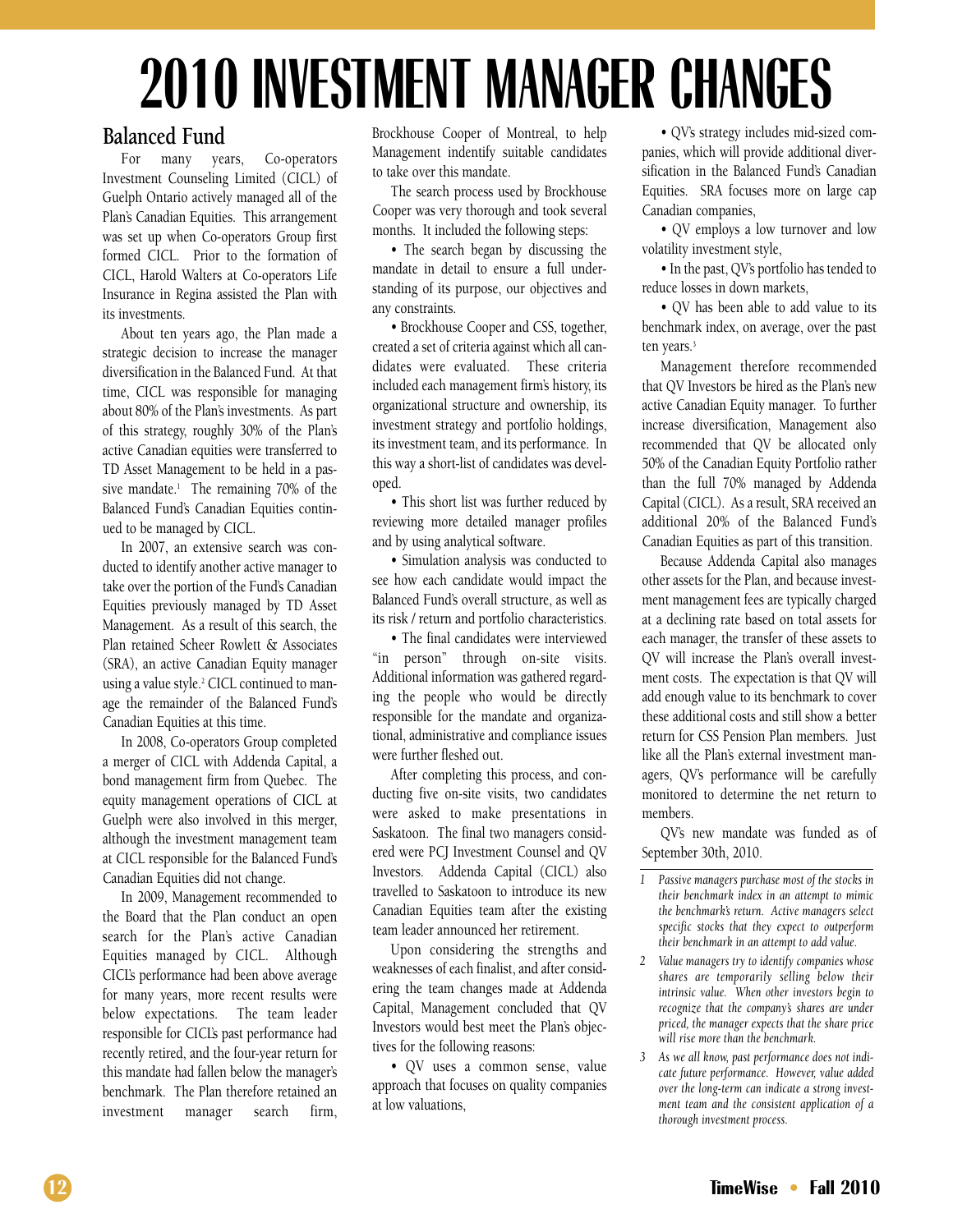# 2010 INVESTMENT MANAGER CHANGES

## Balanced Fund

For many years, Co-operators Investment Counseling Limited (CICL) of Guelph Ontario actively managed all of the Plan's Canadian Equities. This arrangement was set up when Co-operators Group first formed CICL. Prior to the formation of CICL, Harold Walters at Co-operators Life Insurance in Regina assisted the Plan with its investments.

About ten years ago, the Plan made a strategic decision to increase the manager diversification in the Balanced Fund. At that time, CICL was responsible for managing about 80% of the Plan's investments. As part of this strategy, roughly 30% of the Plan's active Canadian equities were transferred to TD Asset Management to be held in a passive mandate.[1] The remaining 70% of the Balanced Fund's Canadian Equities continued to be managed by CICL.

In 2007, an extensive search was conducted to identify another active manager to take over the portion of the Fund's Canadian Equities previously managed by TD Asset Management. As a result of this search, the Plan retained Scheer Rowlett & Associates (SRA), an active Canadian Equity manager using a value style.[2] CICL continued to manage the remainder of the Balanced Fund's Canadian Equities at this time.

In 2008, Co-operators Group completed a merger of CICL with Addenda Capital, a bond management firm from Quebec. The equity management operations of CICL at Guelph were also involved in this merger, although the investment management team at CICL responsible for the Balanced Fund's Canadian Equities did not change.

In 2009, Management recommended to the Board that the Plan conduct an open search for the Plan's active Canadian Equities managed by CICL. Although CICL's performance had been above average for many years, more recent results were below expectations. The team leader responsible for CICL's past performance had recently retired, and the four-year return for this mandate had fallen below the manager's benchmark. The Plan therefore retained an investment manager search firm, Brockhouse Cooper of Montreal, to help Management indentify suitable candidates to take over this mandate.

The search process used by Brockhouse Cooper was very thorough and took several months. It included the following steps:

- The search began by discussing the mandate in detail to ensure a full understanding of its purpose, our objectives and any constraints.
- Brockhouse Cooper and CSS, together, created a set of criteria against which all candidates were evaluated. These criteria included each management firm's history, its organizational structure and ownership, its investment strategy and portfolio holdings, its investment team, and its performance. In this way a short-list of candidates was developed.
- This short list was further reduced by reviewing more detailed manager profiles and by using analytical software.
- Simulation analysis was conducted to see how each candidate would impact the Balanced Fund's overall structure, as well as its risk / return and portfolio characteristics.
- The final candidates were interviewed "in person" through on-site visits. Additional information was gathered regarding the people who would be directly responsible for the mandate and organizational, administrative and compliance issues were further fleshed out.

After completing this process, and conducting five on-site visits, two candidates were asked to make presentations in Saskatoon. The final two managers considered were PCJ Investment Counsel and QV Investors. Addenda Capital (CICL) also travelled to Saskatoon to introduce its new Canadian Equities team after the existing team leader announced her retirement.

Upon considering the strengths and weaknesses of each finalist, and after considering the team changes made at Addenda Capital, Management concluded that QV Investors would best meet the Plan's objectives for the following reasons:

- QV uses a common sense, value approach that focuses on quality companies at low valuations,
- QV's strategy includes mid-sized companies, which will provide additional diversification in the Balanced Fund's Canadian Equities. SRA focuses more on large cap Canadian companies,
- QV employs a low turnover and low volatility investment style,
- In the past, QV's portfolio has tended to reduce losses in down markets,
- QV has been able to add value to its benchmark index, on average, over the past ten years.[3]

Management therefore recommended that QV Investors be hired as the Plan's new active Canadian Equity manager. To further increase diversification, Management also recommended that QV be allocated only 50% of the Canadian Equity Portfolio rather than the full 70% managed by Addenda Capital (CICL). As a result, SRA received an additional 20% of the Balanced Fund's Canadian Equities as part of this transition.

Because Addenda Capital also manages other assets for the Plan, and because investment management fees are typically charged at a declining rate based on total assets for each manager, the transfer of these assets to QV will increase the Plan's overall investment costs. The expectation is that QV will add enough value to its benchmark to cover these additional costs and still show a better return for CSS Pension Plan members. Just like all the Plan's external investment managers, QV's performance will be carefully monitored to determine the net return to members.

QV's new mandate was funded as of September 30th, 2010.

---

1. *Passive managers purchase most of the stocks in their benchmark index in an attempt to mimic the benchmark's return. Active managers select specific stocks that they expect to outperform their benchmark in an attempt to add value.*
2. *Value managers try to identify companies whose shares are temporarily selling below their intrinsic value. When other investors begin to recognize that the company's shares are under priced, the manager expects that the share price will rise more than the benchmark.*
3. *As we all know, past performance does not indicate future performance. However, value added over the long-term can indicate a strong investment team and the consistent application of a thorough investment process.*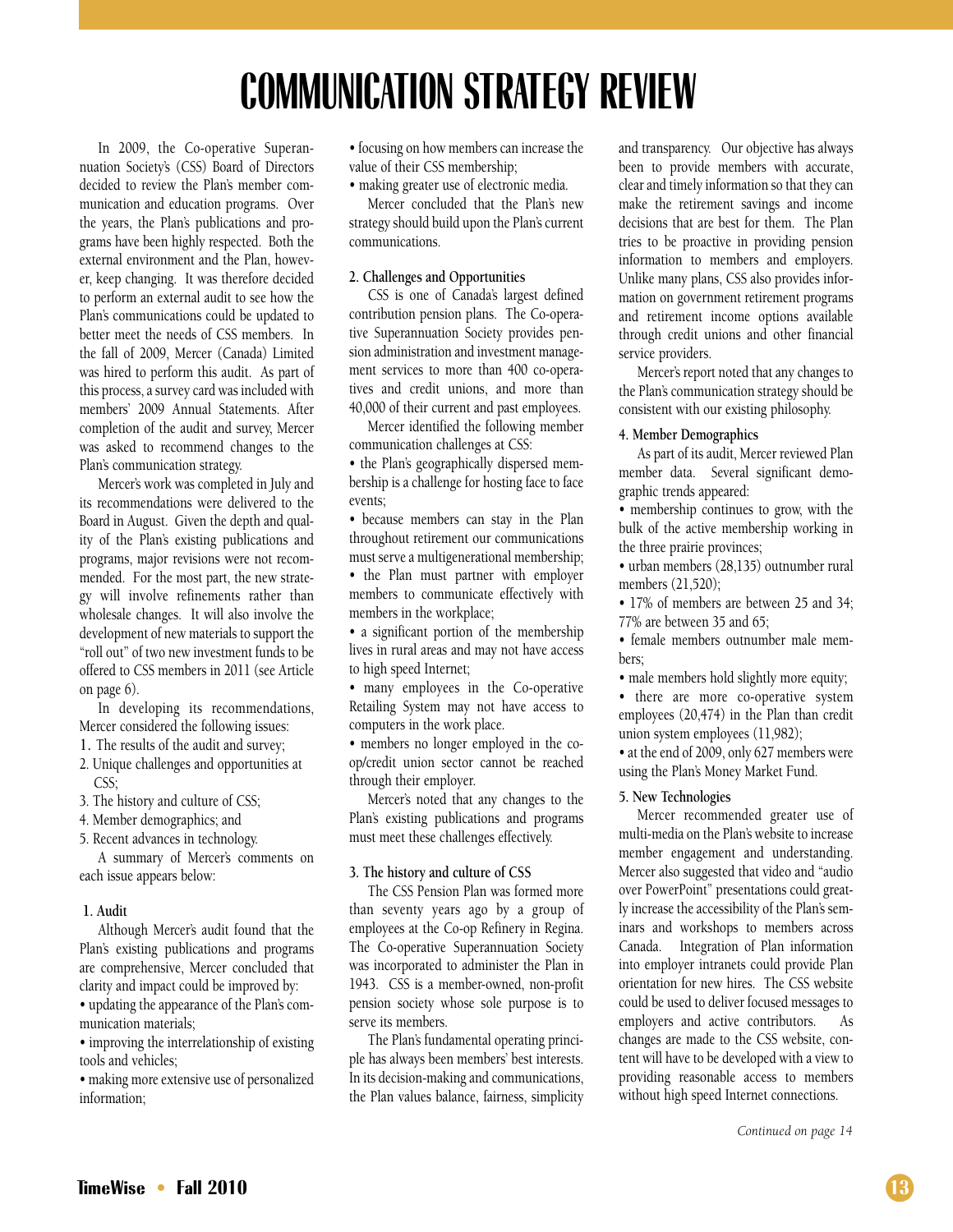# COMMUNICATION STRATEGY REVIEW

In 2009, the Co-operative Superannuation Society's (CSS) Board of Directors decided to review the Plan's member communication and education programs. Over the years, the Plan's publications and programs have been highly respected. Both the external environment and the Plan, however, keep changing. It was therefore decided to perform an external audit to see how the Plan's communications could be updated to better meet the needs of CSS members. In the fall of 2009, Mercer (Canada) Limited was hired to perform this audit. As part of this process, a survey card was included with members' 2009 Annual Statements. After completion of the audit and survey, Mercer was asked to recommend changes to the Plan's communication strategy.

Mercer's work was completed in July and its recommendations were delivered to the Board in August. Given the depth and quality of the Plan's existing publications and programs, major revisions were not recommended. For the most part, the new strategy will involve refinements rather than wholesale changes. It will also involve the development of new materials to support the "roll out" of two new investment funds to be offered to CSS members in 2011 (see Article on page 6).

In developing its recommendations, Mercer considered the following issues:

1. The results of the audit and survey;
2. Unique challenges and opportunities at CSS;
3. The history and culture of CSS;
4. Member demographics; and
5. Recent advances in technology.

A summary of Mercer's comments on each issue appears below:

**1. Audit**

Although Mercer's audit found that the Plan's existing publications and programs are comprehensive, Mercer concluded that clarity and impact could be improved by:

- updating the appearance of the Plan's communication materials;
- improving the interrelationship of existing tools and vehicles;
- making more extensive use of personalized information;
- focusing on how members can increase the value of their CSS membership;
- making greater use of electronic media.

Mercer concluded that the Plan's new strategy should build upon the Plan's current communications.

**2. Challenges and Opportunities**

CSS is one of Canada's largest defined contribution pension plans. The Co-operative Superannuation Society provides pension administration and investment management services to more than 400 co-operatives and credit unions, and more than 40,000 of their current and past employees.

Mercer identified the following member communication challenges at CSS:

- the Plan's geographically dispersed membership is a challenge for hosting face to face events;
- because members can stay in the Plan throughout retirement our communications must serve a multigenerational membership;
- the Plan must partner with employer members to communicate effectively with members in the workplace;
- a significant portion of the membership lives in rural areas and may not have access to high speed Internet;
- many employees in the Co-operative Retailing System may not have access to computers in the work place.
- members no longer employed in the co-op/credit union sector cannot be reached through their employer.

Mercer's noted that any changes to the Plan's existing publications and programs must meet these challenges effectively.

**3. The history and culture of CSS**

The CSS Pension Plan was formed more than seventy years ago by a group of employees at the Co-op Refinery in Regina. The Co-operative Superannuation Society was incorporated to administer the Plan in 1943. CSS is a member-owned, non-profit pension society whose sole purpose is to serve its members.

The Plan's fundamental operating principle has always been members' best interests. In its decision-making and communications, the Plan values balance, fairness, simplicity and transparency. Our objective has always been to provide members with accurate, clear and timely information so that they can make the retirement savings and income decisions that are best for them. The Plan tries to be proactive in providing pension information to members and employers. Unlike many plans, CSS also provides information on government retirement programs and retirement income options available through credit unions and other financial service providers.

Mercer's report noted that any changes to the Plan's communication strategy should be consistent with our existing philosophy.

**4. Member Demographics**

As part of its audit, Mercer reviewed Plan member data. Several significant demographic trends appeared:

- membership continues to grow, with the bulk of the active membership working in the three prairie provinces;
- urban members (28,135) outnumber rural members (21,520);
- 17% of members are between 25 and 34; 77% are between 35 and 65;
- female members outnumber male members;
- male members hold slightly more equity;
- there are more co-operative system employees (20,474) in the Plan than credit union system employees (11,982);
- at the end of 2009, only 627 members were using the Plan's Money Market Fund.

**5. New Technologies**

Mercer recommended greater use of multi-media on the Plan's website to increase member engagement and understanding. Mercer also suggested that video and "audio over PowerPoint" presentations could greatly increase the accessibility of the Plan's seminars and workshops to members across Canada. Integration of Plan information into employer intranets could provide Plan orientation for new hires. The CSS website could be used to deliver focused messages to employers and active contributors. As changes are made to the CSS website, content will have to be developed with a view to providing reasonable access to members without high speed Internet connections.

*Continued on page 14*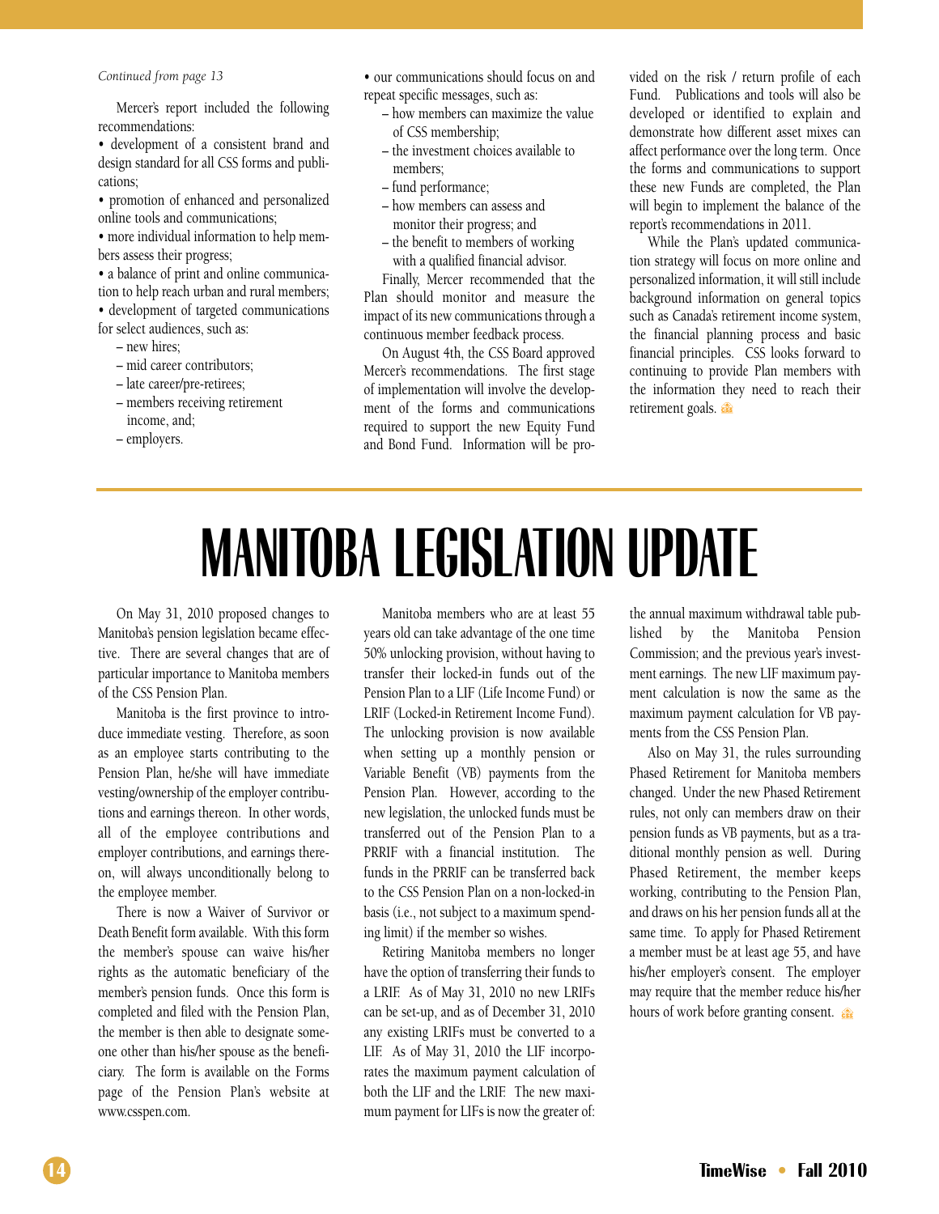*Continued from page 13*

Mercer's report included the following recommendations:

- development of a consistent brand and design standard for all CSS forms and publications;
- promotion of enhanced and personalized online tools and communications;
- more individual information to help members assess their progress;
- a balance of print and online communication to help reach urban and rural members;
- development of targeted communications for select audiences, such as:
  - new hires;
  - mid career contributors;
  - late career/pre-retirees;
  - members receiving retirement income, and;
  - employers.
- our communications should focus on and repeat specific messages, such as:
  - how members can maximize the value of CSS membership;
  - the investment choices available to members;
  - fund performance;
  - how members can assess and monitor their progress; and
  - the benefit to members of working with a qualified financial advisor.

Finally, Mercer recommended that the Plan should monitor and measure the impact of its new communications through a continuous member feedback process.

On August 4th, the CSS Board approved Mercer's recommendations. The first stage of implementation will involve the development of the forms and communications required to support the new Equity Fund and Bond Fund. Information will be provided on the risk / return profile of each Fund. Publications and tools will also be developed or identified to explain and demonstrate how different asset mixes can affect performance over the long term. Once the forms and communications to support these new Funds are completed, the Plan will begin to implement the balance of the report's recommendations in 2011.

While the Plan's updated communication strategy will focus on more online and personalized information, it will still include background information on general topics such as Canada's retirement income system, the financial planning process and basic financial principles. CSS looks forward to continuing to provide Plan members with the information they need to reach their retirement goals.

# MANITOBA LEGISLATION UPDATE

On May 31, 2010 proposed changes to Manitoba's pension legislation became effective. There are several changes that are of particular importance to Manitoba members of the CSS Pension Plan.

Manitoba is the first province to introduce immediate vesting. Therefore, as soon as an employee starts contributing to the Pension Plan, he/she will have immediate vesting/ownership of the employer contributions and earnings thereon. In other words, all of the employee contributions and employer contributions, and earnings thereon, will always unconditionally belong to the employee member.

There is now a Waiver of Survivor or Death Benefit form available. With this form the member's spouse can waive his/her rights as the automatic beneficiary of the member's pension funds. Once this form is completed and filed with the Pension Plan, the member is then able to designate someone other than his/her spouse as the beneficiary. The form is available on the Forms page of the Pension Plan's website at www.csspen.com.

Manitoba members who are at least 55 years old can take advantage of the one time 50% unlocking provision, without having to transfer their locked-in funds out of the Pension Plan to a LIF (Life Income Fund) or LRIF (Locked-in Retirement Income Fund). The unlocking provision is now available when setting up a monthly pension or Variable Benefit (VB) payments from the Pension Plan. However, according to the new legislation, the unlocked funds must be transferred out of the Pension Plan to a PRRIF with a financial institution. The funds in the PRRIF can be transferred back to the CSS Pension Plan on a non-locked-in basis (i.e., not subject to a maximum spending limit) if the member so wishes.

Retiring Manitoba members no longer have the option of transferring their funds to a LRIF. As of May 31, 2010 no new LRIFs can be set-up, and as of December 31, 2010 any existing LRIFs must be converted to a LIF. As of May 31, 2010 the LIF incorporates the maximum payment calculation of both the LIF and the LRIF. The new maximum payment for LIFs is now the greater of: the annual maximum withdrawal table published by the Manitoba Pension Commission; and the previous year's investment earnings. The new LIF maximum payment calculation is now the same as the maximum payment calculation for VB payments from the CSS Pension Plan.

Also on May 31, the rules surrounding Phased Retirement for Manitoba members changed. Under the new Phased Retirement rules, not only can members draw on their pension funds as VB payments, but as a traditional monthly pension as well. During Phased Retirement, the member keeps working, contributing to the Pension Plan, and draws on his her pension funds all at the same time. To apply for Phased Retirement a member must be at least age 55, and have his/her employer's consent. The employer may require that the member reduce his/her hours of work before granting consent.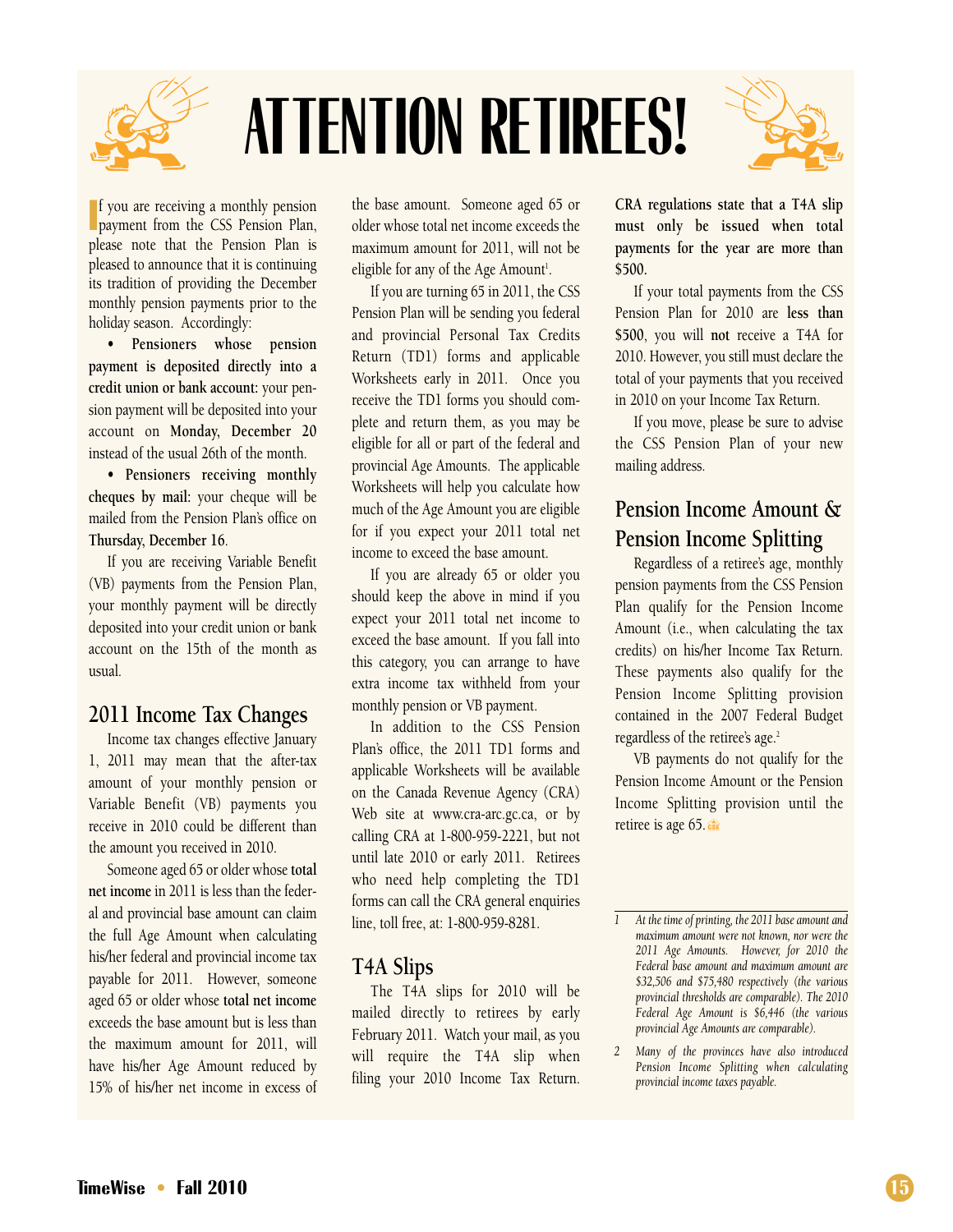# ATTENTION RETIREES!

If you are receiving a monthly pension payment from the CSS Pension Plan, please note that the Pension Plan is pleased to announce that it is continuing its tradition of providing the December monthly pension payments prior to the holiday season. Accordingly:

- **Pensioners whose pension payment is deposited directly into a credit union or bank account:** your pension payment will be deposited into your account on **Monday, December 20** instead of the usual 26th of the month.
- **Pensioners receiving monthly cheques by mail:** your cheque will be mailed from the Pension Plan's office on **Thursday, December 16**.

If you are receiving Variable Benefit (VB) payments from the Pension Plan, your monthly payment will be directly deposited into your credit union or bank account on the 15th of the month as usual.

## 2011 Income Tax Changes

Income tax changes effective January 1, 2011 may mean that the after-tax amount of your monthly pension or Variable Benefit (VB) payments you receive in 2010 could be different than the amount you received in 2010.

Someone aged 65 or older whose **total net income** in 2011 is less than the federal and provincial base amount can claim the full Age Amount when calculating his/her federal and provincial income tax payable for 2011. However, someone aged 65 or older whose **total net income** exceeds the base amount but is less than the maximum amount for 2011, will have his/her Age Amount reduced by 15% of his/her net income in excess of the base amount. Someone aged 65 or older whose total net income exceeds the maximum amount for 2011, will not be eligible for any of the Age Amount[1].

If you are turning 65 in 2011, the CSS Pension Plan will be sending you federal and provincial Personal Tax Credits Return (TD1) forms and applicable Worksheets early in 2011. Once you receive the TD1 forms you should complete and return them, as you may be eligible for all or part of the federal and provincial Age Amounts. The applicable Worksheets will help you calculate how much of the Age Amount you are eligible for if you expect your 2011 total net income to exceed the base amount.

If you are already 65 or older you should keep the above in mind if you expect your 2011 total net income to exceed the base amount. If you fall into this category, you can arrange to have extra income tax withheld from your monthly pension or VB payment.

In addition to the CSS Pension Plan's office, the 2011 TD1 forms and applicable Worksheets will be available on the Canada Revenue Agency (CRA) Web site at www.cra-arc.gc.ca, or by calling CRA at 1-800-959-2221, but not until late 2010 or early 2011. Retirees who need help completing the TD1 forms can call the CRA general enquiries line, toll free, at: 1-800-959-8281.

## T4A Slips

The T4A slips for 2010 will be mailed directly to retirees by early February 2011. Watch your mail, as you will require the T4A slip when filing your 2010 Income Tax Return. **CRA regulations state that a T4A slip must only be issued when total payments for the year are more than $500.**

If your total payments from the CSS Pension Plan for 2010 are **less than $500**, you will **not** receive a T4A for 2010. However, you still must declare the total of your payments that you received in 2010 on your Income Tax Return.

If you move, please be sure to advise the CSS Pension Plan of your new mailing address.

## Pension Income Amount & Pension Income Splitting

Regardless of a retiree's age, monthly pension payments from the CSS Pension Plan qualify for the Pension Income Amount (i.e., when calculating the tax credits) on his/her Income Tax Return. These payments also qualify for the Pension Income Splitting provision contained in the 2007 Federal Budget regardless of the retiree's age.[2]

VB payments do not qualify for the Pension Income Amount or the Pension Income Splitting provision until the retiree is age 65.

---

1 *At the time of printing, the 2011 base amount and maximum amount were not known, nor were the 2011 Age Amounts. However, for 2010 the Federal base amount and maximum amount are $32,506 and $75,480 respectively (the various provincial thresholds are comparable). The 2010 Federal Age Amount is $6,446 (the various provincial Age Amounts are comparable).*

2 *Many of the provinces have also introduced Pension Income Splitting when calculating provincial income taxes payable.*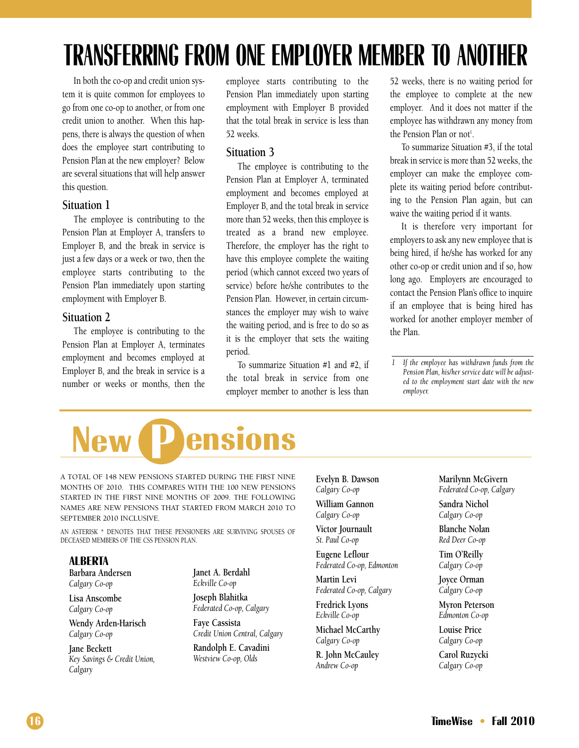# TRANSFERRING FROM ONE EMPLOYER MEMBER TO ANOTHER

In both the co-op and credit union system it is quite common for employees to go from one co-op to another, or from one credit union to another. When this happens, there is always the question of when does the employee start contributing to Pension Plan at the new employer? Below are several situations that will help answer this question.

## Situation 1

The employee is contributing to the Pension Plan at Employer A, transfers to Employer B, and the break in service is just a few days or a week or two, then the employee starts contributing to the Pension Plan immediately upon starting employment with Employer B.

## Situation 2

The employee is contributing to the Pension Plan at Employer A, terminates employment and becomes employed at Employer B, and the break in service is a number or weeks or months, then the employee starts contributing to the Pension Plan immediately upon starting employment with Employer B provided that the total break in service is less than 52 weeks.

## Situation 3

The employee is contributing to the Pension Plan at Employer A, terminated employment and becomes employed at Employer B, and the total break in service more than 52 weeks, then this employee is treated as a brand new employee. Therefore, the employer has the right to have this employee complete the waiting period (which cannot exceed two years of service) before he/she contributes to the Pension Plan. However, in certain circumstances the employer may wish to waive the waiting period, and is free to do so as it is the employer that sets the waiting period.

To summarize Situation #1 and #2, if the total break in service from one employer member to another is less than 52 weeks, there is no waiting period for the employee to complete at the new employer. And it does not matter if the employee has withdrawn any money from the Pension Plan or not[1].

To summarize Situation #3, if the total break in service is more than 52 weeks, the employer can make the employee complete its waiting period before contributing to the Pension Plan again, but can waive the waiting period if it wants.

It is therefore very important for employers to ask any new employee that is being hired, if he/she has worked for any other co-op or credit union and if so, how long ago. Employers are encouraged to contact the Pension Plan's office to inquire if an employee that is being hired has worked for another employer member of the Plan.

1 *If the employee has withdrawn funds from the Pension Plan, his/her service date will be adjusted to the employment start date with the new employer.*

# New Pensions

A TOTAL OF 148 NEW PENSIONS STARTED DURING THE FIRST NINE MONTHS OF 2010. THIS COMPARES WITH THE 100 NEW PENSIONS STARTED IN THE FIRST NINE MONTHS OF 2009. THE FOLLOWING NAMES ARE NEW PENSIONS THAT STARTED FROM MARCH 2010 TO SEPTEMBER 2010 INCLUSIVE.

AN ASTERISK * DENOTES THAT THESE PENSIONERS ARE SURVIVING SPOUSES OF DECEASED MEMBERS OF THE CSS PENSION PLAN.

### ALBERTA

Barbara Andersen
*Calgary Co-op*

Lisa Anscombe
*Calgary Co-op*

Wendy Arden-Harisch
*Calgary Co-op*

Jane Beckett
*Key Savings & Credit Union, Calgary*

Janet A. Berdahl
*Eckville Co-op*

Joseph Blahitka
*Federated Co-op, Calgary*

Faye Cassista
*Credit Union Central, Calgary*

Randolph E. Cavadini
*Westview Co-op, Olds*

Evelyn B. Dawson
*Calgary Co-op*

William Gannon
*Calgary Co-op*

Victor Journault
*St. Paul Co-op*

Eugene Leflour
*Federated Co-op, Edmonton*

Martin Levi
*Federated Co-op, Calgary*

Fredrick Lyons
*Eckville Co-op*

Michael McCarthy
*Calgary Co-op*

R. John McCauley
*Andrew Co-op*

Marilynn McGivern
*Federated Co-op, Calgary*

Sandra Nichol
*Calgary Co-op*

Blanche Nolan
*Red Deer Co-op*

Tim O'Reilly
*Calgary Co-op*

Joyce Orman
*Calgary Co-op*

Myron Peterson
*Edmonton Co-op*

Louise Price
*Calgary Co-op*

Carol Ruzycki
*Calgary Co-op*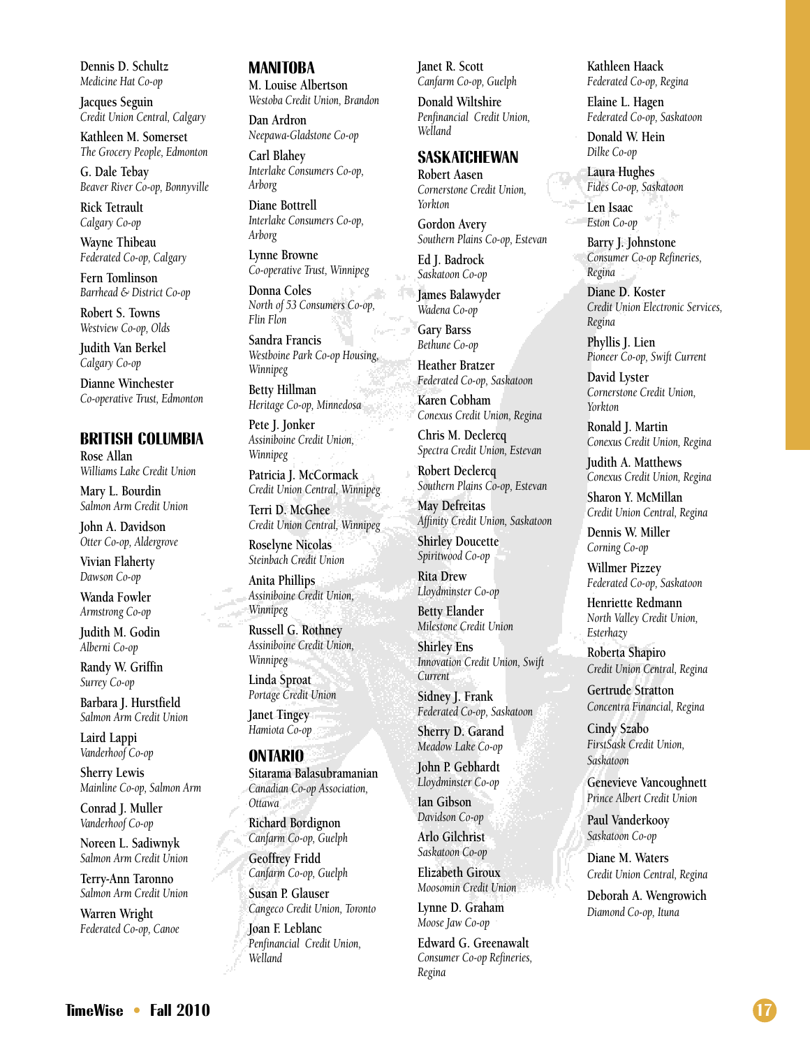Dennis D. Schultz
*Medicine Hat Co-op*

Jacques Seguin
*Credit Union Central, Calgary*

Kathleen M. Somerset
*The Grocery People, Edmonton*

G. Dale Tebay
*Beaver River Co-op, Bonnyville*

Rick Tetrault
*Calgary Co-op*

Wayne Thibeau
*Federated Co-op, Calgary*

Fern Tomlinson
*Barrhead & District Co-op*

Robert S. Towns
*Westview Co-op, Olds*

Judith Van Berkel
*Calgary Co-op*

Dianne Winchester
*Co-operative Trust, Edmonton*

## BRITISH COLUMBIA

Rose Allan
*Williams Lake Credit Union*

Mary L. Bourdin
*Salmon Arm Credit Union*

John A. Davidson
*Otter Co-op, Aldergrove*

Vivian Flaherty
*Dawson Co-op*

Wanda Fowler
*Armstrong Co-op*

Judith M. Godin
*Alberni Co-op*

Randy W. Griffin
*Surrey Co-op*

Barbara J. Hurstfield
*Salmon Arm Credit Union*

Laird Lappi
*Vanderhoof Co-op*

Sherry Lewis
*Mainline Co-op, Salmon Arm*

Conrad J. Muller
*Vanderhoof Co-op*

Noreen L. Sadiwnyk
*Salmon Arm Credit Union*

Terry-Ann Taronno
*Salmon Arm Credit Union*

Warren Wright
*Federated Co-op, Canoe*

## MANITOBA

M. Louise Albertson
*Westoba Credit Union, Brandon*

Dan Ardron
*Neepawa-Gladstone Co-op*

Carl Blahey
*Interlake Consumers Co-op, Arborg*

Diane Bottrell
*Interlake Consumers Co-op, Arborg*

Lynne Browne
*Co-operative Trust, Winnipeg*

Donna Coles
*North of 53 Consumers Co-op, Flin Flon*

Sandra Francis
*Westboine Park Co-op Housing, Winnipeg*

Betty Hillman
*Heritage Co-op, Minnedosa*

Pete J. Jonker
*Assiniboine Credit Union, Winnipeg*

Patricia J. McCormack
*Credit Union Central, Winnipeg*

Terri D. McGhee
*Credit Union Central, Winnipeg*

Roselyne Nicolas
*Steinbach Credit Union*

Anita Phillips
*Assiniboine Credit Union, Winnipeg*

Russell G. Rothney
*Assiniboine Credit Union, Winnipeg*

Linda Sproat
*Portage Credit Union*

Janet Tingey
*Hamiota Co-op*

## ONTARIO

Sitarama Balasubramanian
*Canadian Co-op Association, Ottawa*

Richard Bordignon
*Canfarm Co-op, Guelph*

Geoffrey Fridd
*Canfarm Co-op, Guelph*

Susan P. Glauser
*Cangeco Credit Union, Toronto*

Joan F. Leblanc
*Penfinancial Credit Union, Welland*

Janet R. Scott
*Canfarm Co-op, Guelph*

Donald Wiltshire
*Penfinancial Credit Union, Welland*

## SASKATCHEWAN

Robert Aasen
*Cornerstone Credit Union, Yorkton*

Gordon Avery
*Southern Plains Co-op, Estevan*

Ed J. Badrock
*Saskatoon Co-op*

James Balawyder
*Wadena Co-op*

Gary Barss
*Bethune Co-op*

Heather Bratzer
*Federated Co-op, Saskatoon*

Karen Cobham
*Conexus Credit Union, Regina*

Chris M. Declercq
*Spectra Credit Union, Estevan*

Robert Declercq
*Southern Plains Co-op, Estevan*

May Defreitas
*Affinity Credit Union, Saskatoon*

Shirley Doucette
*Spiritwood Co-op*

Rita Drew
*Lloydminster Co-op*

Betty Elander
*Milestone Credit Union*

Shirley Ens
*Innovation Credit Union, Swift Current*

Sidney J. Frank
*Federated Co-op, Saskatoon*

Sherry D. Garand
*Meadow Lake Co-op*

John P. Gebhardt
*Lloydminster Co-op*

Ian Gibson
*Davidson Co-op*

Arlo Gilchrist
*Saskatoon Co-op*

Elizabeth Giroux
*Moosomin Credit Union*

Lynne D. Graham
*Moose Jaw Co-op*

Edward G. Greenawalt
*Consumer Co-op Refineries, Regina*

Kathleen Haack
*Federated Co-op, Regina*

Elaine L. Hagen
*Federated Co-op, Saskatoon*

Donald W. Hein
*Dilke Co-op*

Laura Hughes
*Fides Co-op, Saskatoon*

Len Isaac
*Eston Co-op*

Barry J. Johnstone
*Consumer Co-op Refineries, Regina*

Diane D. Koster
*Credit Union Electronic Services, Regina*

Phyllis J. Lien
*Pioneer Co-op, Swift Current*

David Lyster
*Cornerstone Credit Union, Yorkton*

Ronald J. Martin
*Conexus Credit Union, Regina*

Judith A. Matthews
*Conexus Credit Union, Regina*

Sharon Y. McMillan
*Credit Union Central, Regina*

Dennis W. Miller
*Corning Co-op*

Willmer Pizzey
*Federated Co-op, Saskatoon*

Henriette Redmann
*North Valley Credit Union, Esterhazy*

Roberta Shapiro
*Credit Union Central, Regina*

Gertrude Stratton
*Concentra Financial, Regina*

Cindy Szabo
*FirstSask Credit Union, Saskatoon*

Genevieve Vancoughnett
*Prince Albert Credit Union*

Paul Vanderkooy
*Saskatoon Co-op*

Diane M. Waters
*Credit Union Central, Regina*

Deborah A. Wengrowich
*Diamond Co-op, Ituna*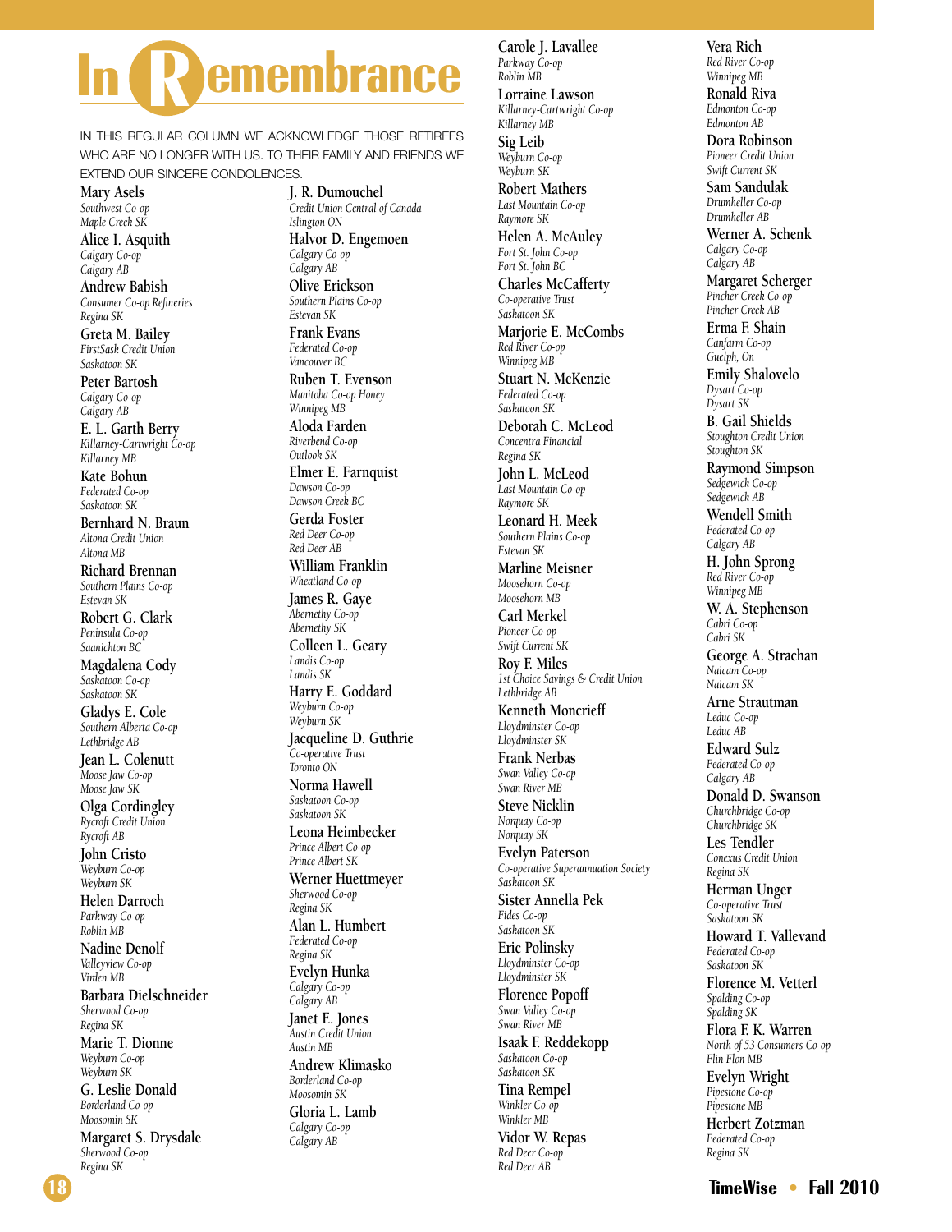# In Remembrance

IN THIS REGULAR COLUMN WE ACKNOWLEDGE THOSE RETIREES WHO ARE NO LONGER WITH US. TO THEIR FAMILY AND FRIENDS WE EXTEND OUR SINCERE CONDOLENCES.

Mary Asels
*Southwest Co-op*
*Maple Creek SK*

Alice I. Asquith
*Calgary Co-op*
*Calgary AB*

Andrew Babish
*Consumer Co-op Refineries*
*Regina SK*

Greta M. Bailey
*FirstSask Credit Union*
*Saskatoon SK*

Peter Bartosh
*Calgary Co-op*
*Calgary AB*

E. L. Garth Berry
*Killarney-Cartwright Co-op*
*Killarney MB*

Kate Bohun
*Federated Co-op*
*Saskatoon SK*

Bernhard N. Braun
*Altona Credit Union*
*Altona MB*

Richard Brennan
*Southern Plains Co-op*
*Estevan SK*

Robert G. Clark
*Peninsula Co-op*
*Saanichton BC*

Magdalena Cody
*Saskatoon Co-op*
*Saskatoon SK*

Gladys E. Cole
*Southern Alberta Co-op*
*Lethbridge AB*

Jean L. Colenutt
*Moose Jaw Co-op*
*Moose Jaw SK*

Olga Cordingley
*Rycroft Credit Union*
*Rycroft AB*

John Cristo
*Weyburn Co-op*
*Weyburn SK*

Helen Darroch
*Parkway Co-op*
*Roblin MB*

Nadine Denolf
*Valleyview Co-op*
*Virden MB*

Barbara Dielschneider
*Sherwood Co-op*
*Regina SK*

Marie T. Dionne
*Weyburn Co-op*
*Weyburn SK*

G. Leslie Donald
*Borderland Co-op*
*Moosomin SK*

Margaret S. Drysdale
*Sherwood Co-op*
*Regina SK*

J. R. Dumouchel
*Credit Union Central of Canada*
*Islington ON*

Halvor D. Engemoen
*Calgary Co-op*
*Calgary AB*

Olive Erickson
*Southern Plains Co-op*
*Estevan SK*

Frank Evans
*Federated Co-op*
*Vancouver BC*

Ruben T. Evenson
*Manitoba Co-op Honey*
*Winnipeg MB*

Aloda Farden
*Riverbend Co-op*
*Outlook SK*

Elmer E. Farnquist
*Dawson Co-op*
*Dawson Creek BC*

Gerda Foster
*Red Deer Co-op*
*Red Deer AB*

William Franklin
*Wheatland Co-op*

James R. Gaye
*Abernethy Co-op*
*Abernethy SK*

Colleen L. Geary
*Landis Co-op*
*Landis SK*

Harry E. Goddard
*Weyburn Co-op*
*Weyburn SK*

Jacqueline D. Guthrie
*Co-operative Trust*
*Toronto ON*

Norma Hawell
*Saskatoon Co-op*
*Saskatoon SK*

Leona Heimbecker
*Prince Albert Co-op*
*Prince Albert SK*

Werner Huettmeyer
*Sherwood Co-op*
*Regina SK*

Alan L. Humbert
*Federated Co-op*
*Regina SK*

Evelyn Hunka
*Calgary Co-op*
*Calgary AB*

Janet E. Jones
*Austin Credit Union*
*Austin MB*

Andrew Klimasko
*Borderland Co-op*
*Moosomin SK*

Gloria L. Lamb
*Calgary Co-op*
*Calgary AB*

Carole J. Lavallee
*Parkway Co-op*
*Roblin MB*

Lorraine Lawson
*Killarney-Cartwright Co-op*
*Killarney MB*

Sig Leib
*Weyburn Co-op*
*Weyburn SK*

Robert Mathers
*Last Mountain Co-op*
*Raymore SK*

Helen A. McAuley
*Fort St. John Co-op*
*Fort St. John BC*

Charles McCafferty
*Co-operative Trust*
*Saskatoon SK*

Marjorie E. McCombs
*Red River Co-op*
*Winnipeg MB*

Stuart N. McKenzie
*Federated Co-op*
*Saskatoon SK*

Deborah C. McLeod
*Concentra Financial*
*Regina SK*

John L. McLeod
*Last Mountain Co-op*
*Raymore SK*

Leonard H. Meek
*Southern Plains Co-op*
*Estevan SK*

Marline Meisner
*Moosehorn Co-op*
*Moosehorn MB*

Carl Merkel
*Pioneer Co-op*
*Swift Current SK*

Roy F. Miles
*1st Choice Savings & Credit Union*
*Lethbridge AB*

Kenneth Moncrieff
*Lloydminster Co-op*
*Lloydminster SK*

Frank Nerbas
*Swan Valley Co-op*
*Swan River MB*

Steve Nicklin
*Norquay Co-op*
*Norquay SK*

Evelyn Paterson
*Co-operative Superannuation Society*
*Saskatoon SK*

Sister Annella Pek
*Fides Co-op*
*Saskatoon SK*

Eric Polinsky
*Lloydminster Co-op*
*Lloydminster SK*

Florence Popoff
*Swan Valley Co-op*
*Swan River MB*

Isaak F. Reddekopp
*Saskatoon Co-op*
*Saskatoon SK*

Tina Rempel
*Winkler Co-op*
*Winkler MB*

Vidor W. Repas
*Red Deer Co-op*
*Red Deer AB*

Vera Rich
*Red River Co-op*
*Winnipeg MB*

Ronald Riva
*Edmonton Co-op*
*Edmonton AB*

Dora Robinson
*Pioneer Credit Union*
*Swift Current SK*

Sam Sandulak
*Drumheller Co-op*
*Drumheller AB*

Werner A. Schenk
*Calgary Co-op*
*Calgary AB*

Margaret Scherger
*Pincher Creek Co-op*
*Pincher Creek AB*

Erma F. Shain
*Canfarm Co-op*
*Guelph, On*

Emily Shalovelo
*Dysart Co-op*
*Dysart SK*

B. Gail Shields
*Stoughton Credit Union*
*Stoughton SK*

Raymond Simpson
*Sedgewick Co-op*
*Sedgewick AB*

Wendell Smith
*Federated Co-op*
*Calgary AB*

H. John Sprong
*Red River Co-op*
*Winnipeg MB*

W. A. Stephenson
*Cabri Co-op*
*Cabri SK*

George A. Strachan
*Naicam Co-op*
*Naicam SK*

Arne Strautman
*Leduc Co-op*
*Leduc AB*

Edward Sulz
*Federated Co-op*
*Calgary AB*

Donald D. Swanson
*Churchbridge Co-op*
*Churchbridge SK*

Les Tendler
*Conexus Credit Union*
*Regina SK*

Herman Unger
*Co-operative Trust*
*Saskatoon SK*

Howard T. Vallevand
*Federated Co-op*
*Saskatoon SK*

Florence M. Vetterl
*Spalding Co-op*
*Spalding SK*

Flora F. K. Warren
*North of 53 Consumers Co-op*
*Flin Flon MB*

Evelyn Wright
*Pipestone Co-op*
*Pipestone MB*

Herbert Zotzman
*Federated Co-op*
*Regina SK*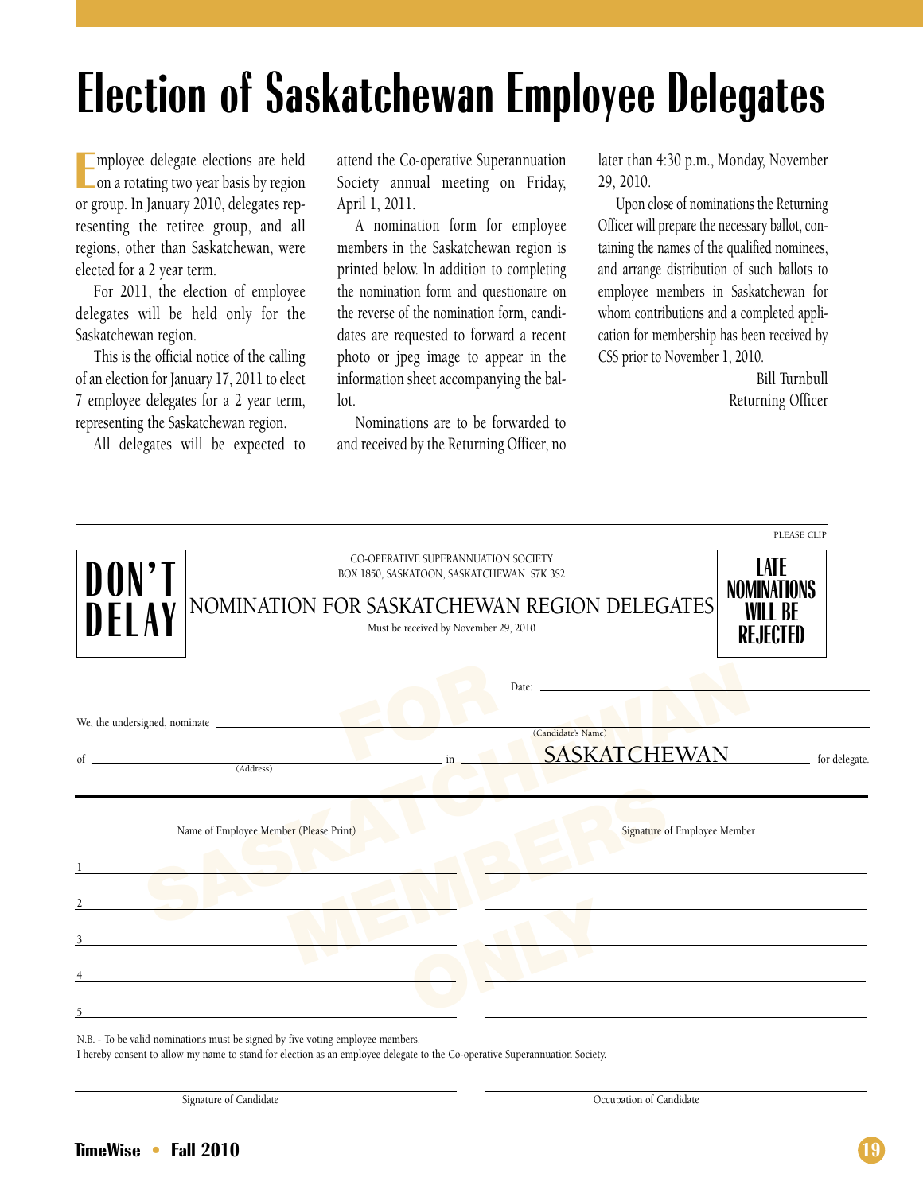# Election of Saskatchewan Employee Delegates

Employee delegate elections are held on a rotating two year basis by region or group. In January 2010, delegates representing the retiree group, and all regions, other than Saskatchewan, were elected for a 2 year term.

For 2011, the election of employee delegates will be held only for the Saskatchewan region.

This is the official notice of the calling of an election for January 17, 2011 to elect 7 employee delegates for a 2 year term, representing the Saskatchewan region.

All delegates will be expected to attend the Co-operative Superannuation Society annual meeting on Friday, April 1, 2011.

A nomination form for employee members in the Saskatchewan region is printed below. In addition to completing the nomination form and questionaire on the reverse of the nomination form, candidates are requested to forward a recent photo or jpeg image to appear in the information sheet accompanying the ballot.

Nominations are to be forwarded to and received by the Returning Officer, no later than 4:30 p.m., Monday, November 29, 2010.

Upon close of nominations the Returning Officer will prepare the necessary ballot, containing the names of the qualified nominees, and arrange distribution of such ballots to employee members in Saskatchewan for whom contributions and a completed application for membership has been received by CSS prior to November 1, 2010.

Bill Turnbull
Returning Officer

---

PLEASE CLIP

**DON'T DELAY**

CO-OPERATIVE SUPERANNUATION SOCIETY
BOX 1850, SASKATOON, SASKATCHEWAN S7K 3S2

NOMINATION FOR SASKATCHEWAN REGION DELEGATES

Must be received by November 29, 2010

**LATE NOMINATIONS WILL BE REJECTED**

FOR SASKATCHEWAN MEMBERS ONLY

Date: \_\_\_\_\_\_\_\_\_\_\_\_\_\_\_\_\_\_\_\_

We, the undersigned, nominate \_\_\_\_\_\_\_\_\_\_\_\_\_\_\_\_\_\_\_\_ (Candidate's Name)

of \_\_\_\_\_\_\_\_\_\_\_\_\_\_\_\_\_\_\_\_ (Address) in SASKATCHEWAN for delegate.

| | Name of Employee Member (Please Print) | Signature of Employee Member |
|---|---|---|
| 1 | | |
| 2 | | |
| 3 | | |
| 4 | | |
| 5 | | |

N.B. - To be valid nominations must be signed by five voting employee members.

I hereby consent to allow my name to stand for election as an employee delegate to the Co-operative Superannuation Society.

\_\_\_\_\_\_\_\_\_\_\_\_\_\_\_\_\_\_\_\_ Signature of Candidate

\_\_\_\_\_\_\_\_\_\_\_\_\_\_\_\_\_\_\_\_ Occupation of Candidate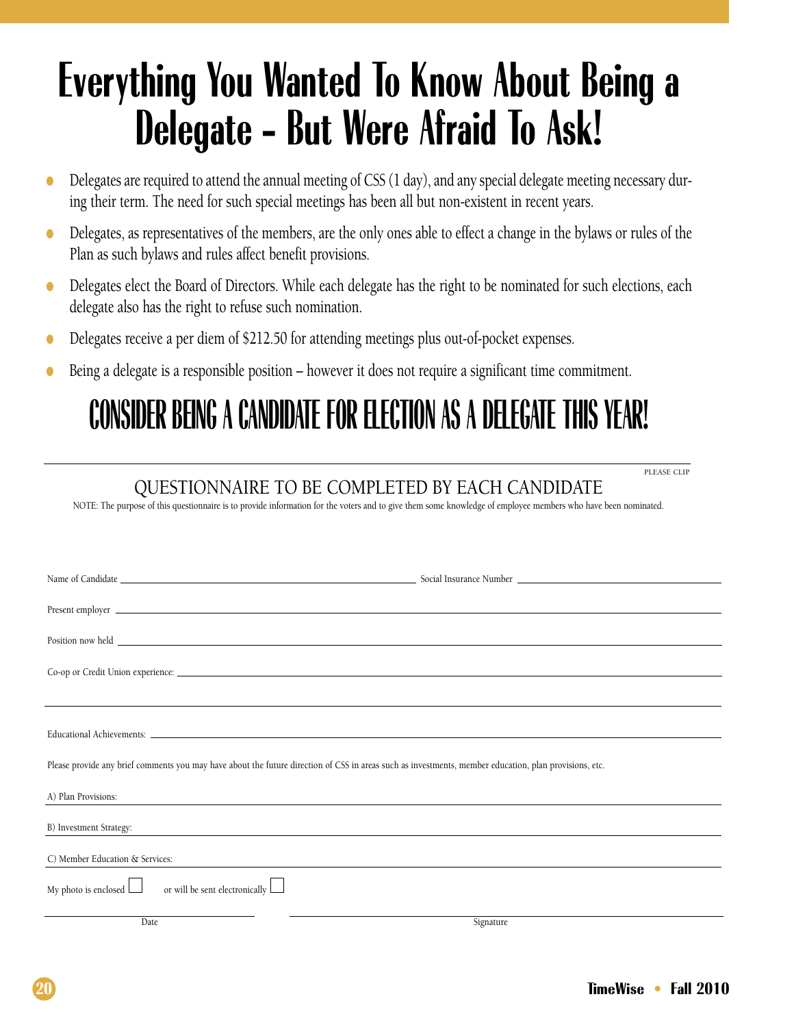# Everything You Wanted To Know About Being a Delegate – But Were Afraid To Ask!

- Delegates are required to attend the annual meeting of CSS (1 day), and any special delegate meeting necessary during their term. The need for such special meetings has been all but non-existent in recent years.
- Delegates, as representatives of the members, are the only ones able to effect a change in the bylaws or rules of the Plan as such bylaws and rules affect benefit provisions.
- Delegates elect the Board of Directors. While each delegate has the right to be nominated for such elections, each delegate also has the right to refuse such nomination.
- Delegates receive a per diem of $212.50 for attending meetings plus out-of-pocket expenses.
- Being a delegate is a responsible position – however it does not require a significant time commitment.

## CONSIDER BEING A CANDIDATE FOR ELECTION AS A DELEGATE THIS YEAR!

---

PLEASE CLIP

### QUESTIONNAIRE TO BE COMPLETED BY EACH CANDIDATE

NOTE: The purpose of this questionnaire is to provide information for the voters and to give them some knowledge of employee members who have been nominated.

Name of Candidate ____________________ Social Insurance Number ____________________

Present employer ____________________

Position now held ____________________

Co-op or Credit Union experience: ____________________

____________________

Educational Achievements: ____________________

Please provide any brief comments you may have about the future direction of CSS in areas such as investments, member education, plan provisions, etc.

A) Plan Provisions: ____________________

B) Investment Strategy: ____________________

C) Member Education & Services: ____________________

My photo is enclosed ☐ or will be sent electronically ☐

____________________ Date

____________________ Signature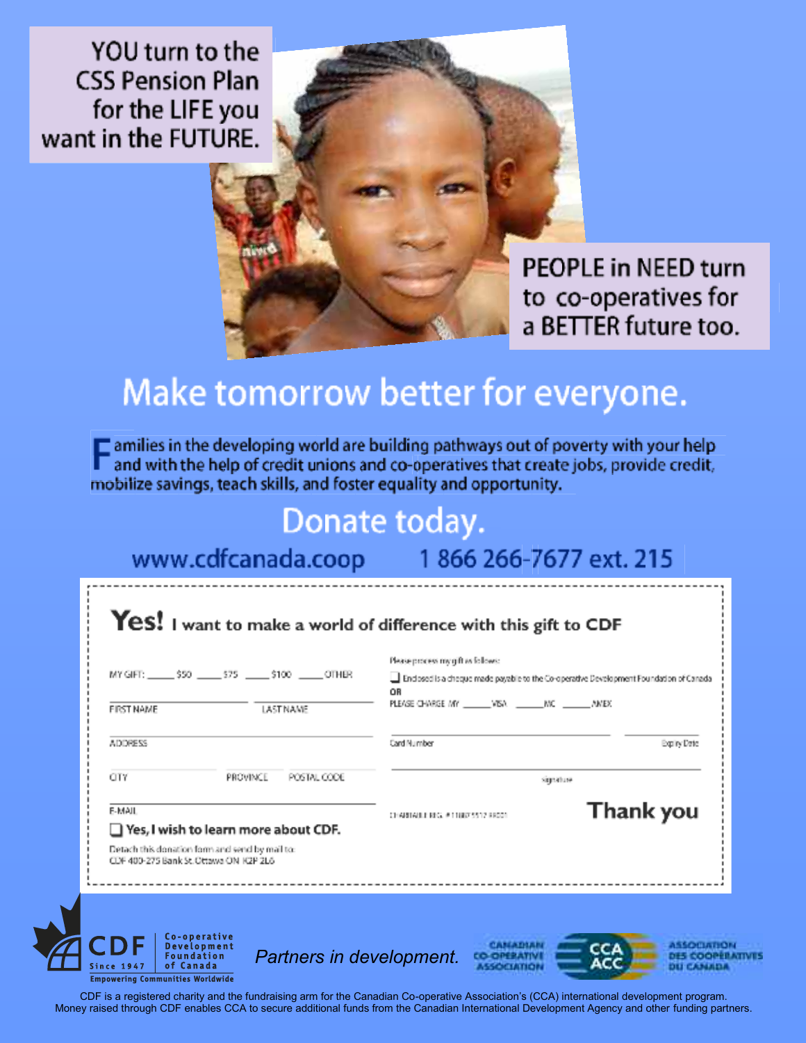YOU turn to the CSS Pension Plan for the LIFE you want in the FUTURE.

PEOPLE in NEED turn to co-operatives for a BETTER future too.

# Make tomorrow better for everyone.

Families in the developing world are building pathways out of poverty with your help and with the help of credit unions and co-operatives that create jobs, provide credit, mobilize savings, teach skills, and foster equality and opportunity.

## Donate today.

www.cdfcanada.coop 1 866 266-7677 ext. 215

---

**Yes!** I want to make a world of difference with this gift to CDF

MY GIFT: _____ $50 _____ $75 _____ $100 _____ OTHER

FIRST NAME ____________ LAST NAME ____________

ADDRESS ____________

CITY ____________ PROVINCE ____________ POSTAL CODE ____________

E-MAIL ____________

❑ **Yes, I wish to learn more about CDF.**

Detach this donation form and send by mail to:
CDF 400-275 Bank St. Ottawa ON K2P 2L6

Please process my gift as follows:

❑ Enclosed is a cheque made payable to the Co-operative Development Foundation of Canada

OR

PLEASE CHARGE MY _____ VISA _____ MC _____ AMEX

Card Number ____________ Expiry Date ____________

signature ____________

CHARITABLE REG. # 11887 5512 RR0001

**Thank you**

---

CDF Co-operative Development Foundation of Canada — Since 1947 — Empowering Communities Worldwide

*Partners in development.*

Canadian Co-operative Association — CCA ACC — Association des coopératives du Canada

CDF is a registered charity and the fundraising arm for the Canadian Co-operative Association's (CCA) international development program. Money raised through CDF enables CCA to secure additional funds from the Canadian International Development Agency and other funding partners.